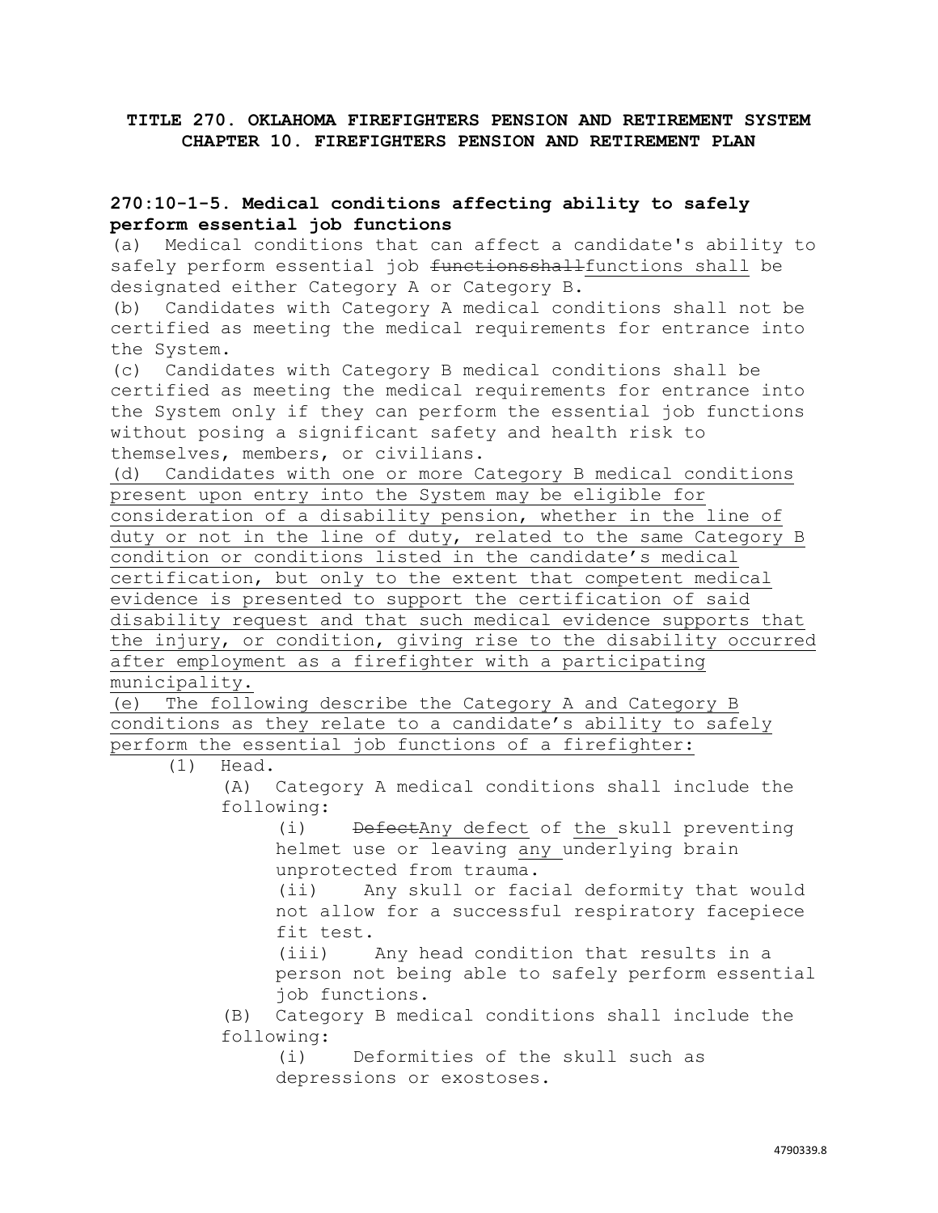**TITLE 270. OKLAHOMA FIREFIGHTERS PENSION AND RETIREMENT SYSTEM**
**CHAPTER 10. FIREFIGHTERS PENSION AND RETIREMENT PLAN**

### 270:10-1-5. Medical conditions affecting ability to safely perform essential job functions

(a) Medical conditions that can affect a candidate's ability to safely perform essential job ~~functionsshall~~functions shall be designated either Category A or Category B.

(b) Candidates with Category A medical conditions shall not be certified as meeting the medical requirements for entrance into the System.

(c) Candidates with Category B medical conditions shall be certified as meeting the medical requirements for entrance into the System only if they can perform the essential job functions without posing a significant safety and health risk to themselves, members, or civilians.

(d) Candidates with one or more Category B medical conditions present upon entry into the System may be eligible for consideration of a disability pension, whether in the line of duty or not in the line of duty, related to the same Category B condition or conditions listed in the candidate's medical certification, but only to the extent that competent medical evidence is presented to support the certification of said disability request and that such medical evidence supports that the injury, or condition, giving rise to the disability occurred after employment as a firefighter with a participating municipality.

(e) The following describe the Category A and Category B conditions as they relate to a candidate's ability to safely perform the essential job functions of a firefighter:

(1) Head.

(A) Category A medical conditions shall include the following:

(i) ~~Defect~~Any defect of the skull preventing helmet use or leaving any underlying brain unprotected from trauma.

(ii) Any skull or facial deformity that would not allow for a successful respiratory facepiece fit test.

(iii) Any head condition that results in a person not being able to safely perform essential job functions.

(B) Category B medical conditions shall include the following:

(i) Deformities of the skull such as depressions or exostoses.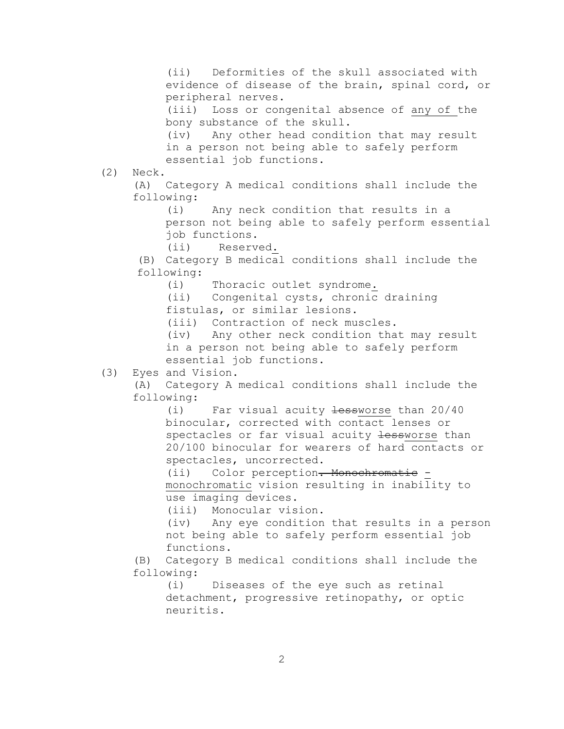(ii) Deformities of the skull associated with evidence of disease of the brain, spinal cord, or peripheral nerves.

(iii) Loss or congenital absence of <u>any of</u> the bony substance of the skull.

(iv) Any other head condition that may result in a person not being able to safely perform essential job functions.

(2) Neck.

(A) Category A medical conditions shall include the following:

(i) Any neck condition that results in a person not being able to safely perform essential job functions.

(ii) Reserved<u>.</u>

(B) Category B medical conditions shall include the following:

(i) Thoracic outlet syndrome<u>.</u>

(ii) Congenital cysts, chronic draining fistulas, or similar lesions.

(iii) Contraction of neck muscles.

(iv) Any other neck condition that may result in a person not being able to safely perform essential job functions.

(3) Eyes and Vision.

(A) Category A medical conditions shall include the following:

(i) Far visual acuity ~~less~~<u>worse</u> than 20/40 binocular, corrected with contact lenses or spectacles or far visual acuity ~~less~~<u>worse</u> than 20/100 binocular for wearers of hard contacts or spectacles, uncorrected.

(ii) Color perception~~. Monochromatic~~ <u>- monochromatic</u> vision resulting in inability to use imaging devices.

(iii) Monocular vision.

(iv) Any eye condition that results in a person not being able to safely perform essential job functions.

(B) Category B medical conditions shall include the following:

(i) Diseases of the eye such as retinal detachment, progressive retinopathy, or optic neuritis.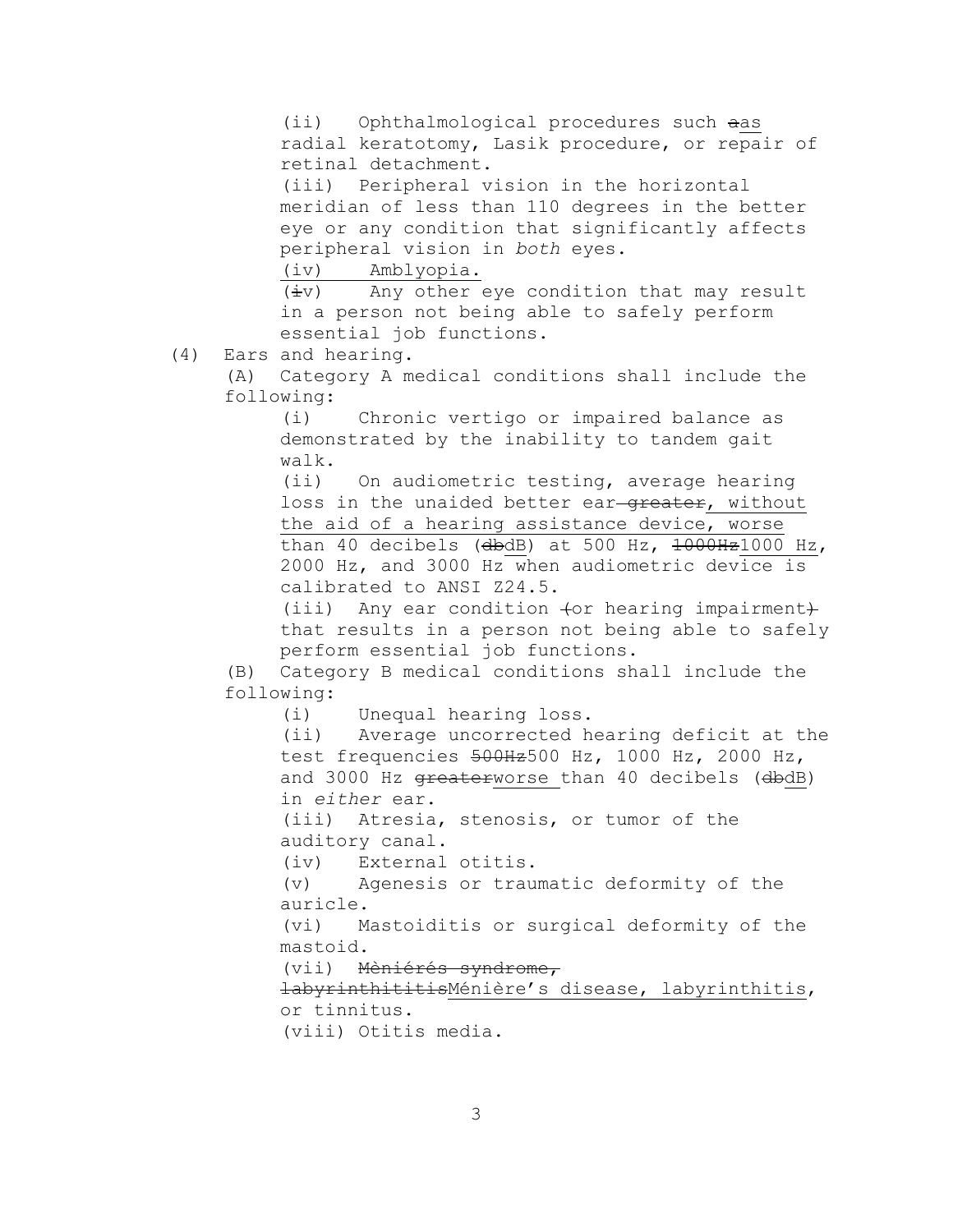(ii) Ophthalmological procedures such ~~a~~as radial keratotomy, Lasik procedure, or repair of retinal detachment.

(iii) Peripheral vision in the horizontal meridian of less than 110 degrees in the better eye or any condition that significantly affects peripheral vision in *both* eyes.

<u>(iv) Amblyopia.</u>

(~~i~~v) Any other eye condition that may result in a person not being able to safely perform essential job functions.

(4) Ears and hearing.

(A) Category A medical conditions shall include the following:

(i) Chronic vertigo or impaired balance as demonstrated by the inability to tandem gait walk.

(ii) On audiometric testing, average hearing loss in the unaided better ear ~~greater~~<u>, without the aid of a hearing assistance device, worse</u> than 40 decibels (~~db~~<u>dB</u>) at 500 Hz, ~~1000Hz~~<u>1000 Hz</u>, 2000 Hz, and 3000 Hz when audiometric device is calibrated to ANSI Z24.5.

(iii) Any ear condition ~~(or hearing impairment)~~ that results in a person not being able to safely perform essential job functions.

(B) Category B medical conditions shall include the following:

(i) Unequal hearing loss.

(ii) Average uncorrected hearing deficit at the test frequencies ~~500Hz~~500 Hz, 1000 Hz, 2000 Hz, and 3000 Hz ~~greater~~<u>worse</u> than 40 decibels (~~db~~<u>dB</u>) in *either* ear.

(iii) Atresia, stenosis, or tumor of the auditory canal.

(iv) External otitis.

(v) Agenesis or traumatic deformity of the auricle.

(vi) Mastoiditis or surgical deformity of the mastoid.

(vii) ~~Mèniérés syndrome, labyrinthititis~~<u>Ménière's disease, labyrinthitis</u>, or tinnitus.

(viii) Otitis media.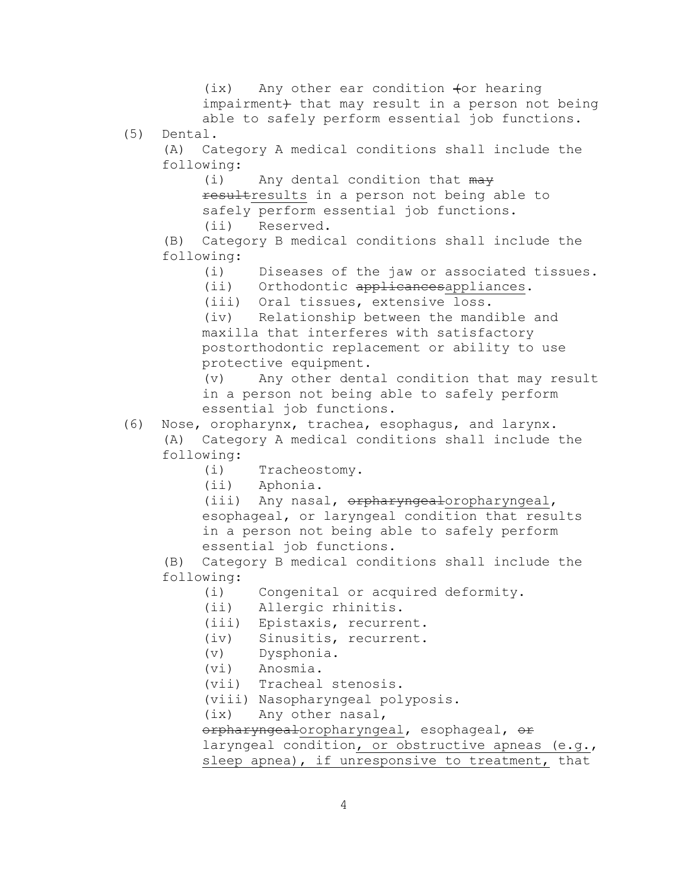(ix) Any other ear condition ~~(~~or hearing impairment~~)~~ that may result in a person not being able to safely perform essential job functions.

(5) Dental.

(A) Category A medical conditions shall include the following:

(i) Any dental condition that ~~may result~~results in a person not being able to safely perform essential job functions.

(ii) Reserved.

(B) Category B medical conditions shall include the following:

(i) Diseases of the jaw or associated tissues.

(ii) Orthodontic ~~applicances~~appliances.

(iii) Oral tissues, extensive loss.

(iv) Relationship between the mandible and maxilla that interferes with satisfactory postorthodontic replacement or ability to use protective equipment.

(v) Any other dental condition that may result in a person not being able to safely perform essential job functions.

(6) Nose, oropharynx, trachea, esophagus, and larynx.

(A) Category A medical conditions shall include the following:

(i) Tracheostomy.

(ii) Aphonia.

(iii) Any nasal, ~~orpharyngeal~~oropharyngeal, esophageal, or laryngeal condition that results in a person not being able to safely perform essential job functions.

(B) Category B medical conditions shall include the following:

(i) Congenital or acquired deformity.

(ii) Allergic rhinitis.

(iii) Epistaxis, recurrent.

(iv) Sinusitis, recurrent.

(v) Dysphonia.

(vi) Anosmia.

(vii) Tracheal stenosis.

(viii) Nasopharyngeal polyposis.

(ix) Any other nasal, ~~orpharyngeal~~oropharyngeal, esophageal, ~~or~~ laryngeal condition, or obstructive apneas (e.g., sleep apnea), if unresponsive to treatment, that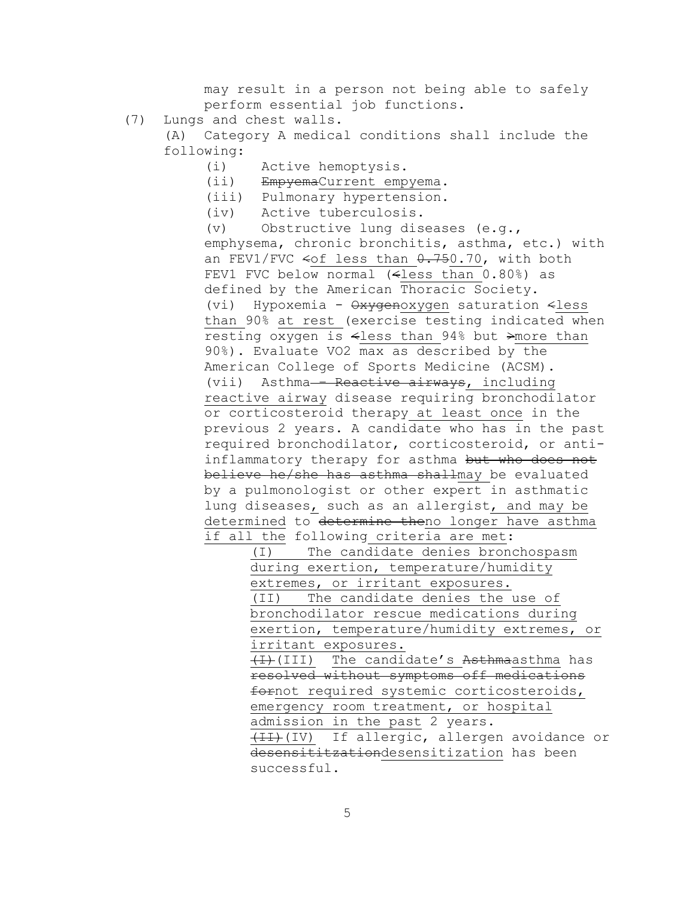may result in a person not being able to safely perform essential job functions.

(7) Lungs and chest walls.

(A) Category A medical conditions shall include the following:

(i) Active hemoptysis.

(ii) ~~Empyema~~<u>Current empyema</u>.

(iii) Pulmonary hypertension.

(iv) Active tuberculosis.

(v) Obstructive lung diseases (e.g., emphysema, chronic bronchitis, asthma, etc.) with an FEV1/FVC ~~<~~<u>of less than</u> ~~0.75~~<u>0.70</u>, with both FEV1 FVC below normal (~~<~~<u>less than</u> 0.80%) as defined by the American Thoracic Society.

(vi) Hypoxemia - ~~Oxygen~~<u>oxygen</u> saturation ~~<~~<u>less than</u> 90% <u>at rest</u> (exercise testing indicated when resting oxygen is ~~<~~<u>less than</u> 94% but ~~>~~<u>more than</u> 90%). Evaluate VO2 max as described by the American College of Sports Medicine (ACSM).

(vii) Asthma ~~– Reactive airways~~<u>, including reactive airway</u> disease requiring bronchodilator or corticosteroid therapy <u>at least once</u> in the previous 2 years. A candidate who has in the past required bronchodilator, corticosteroid, or anti-inflammatory therapy for asthma ~~but who does not believe he/she has asthma shall~~<u>may</u> be evaluated by a pulmonologist or other expert in asthmatic lung diseases<u>,</u> such as an allergist<u>, and may be determined</u> to ~~determine the~~<u>no longer have asthma if all the</u> following <u>criteria are met</u>:

<u>(I) The candidate denies bronchospasm during exertion, temperature/humidity extremes, or irritant exposures.</u>

<u>(II) The candidate denies the use of bronchodilator rescue medications during exertion, temperature/humidity extremes, or irritant exposures.</u>

~~(I)~~<u>(III)</u> The candidate's ~~Asthma~~<u>asthma</u> has ~~resolved without symptoms off medications for~~<u>not required systemic corticosteroids, emergency room treatment, or hospital admission in the past</u> 2 years.

~~(II)~~<u>(IV)</u> If allergic, allergen avoidance or ~~desensititzation~~<u>desensitization</u> has been successful.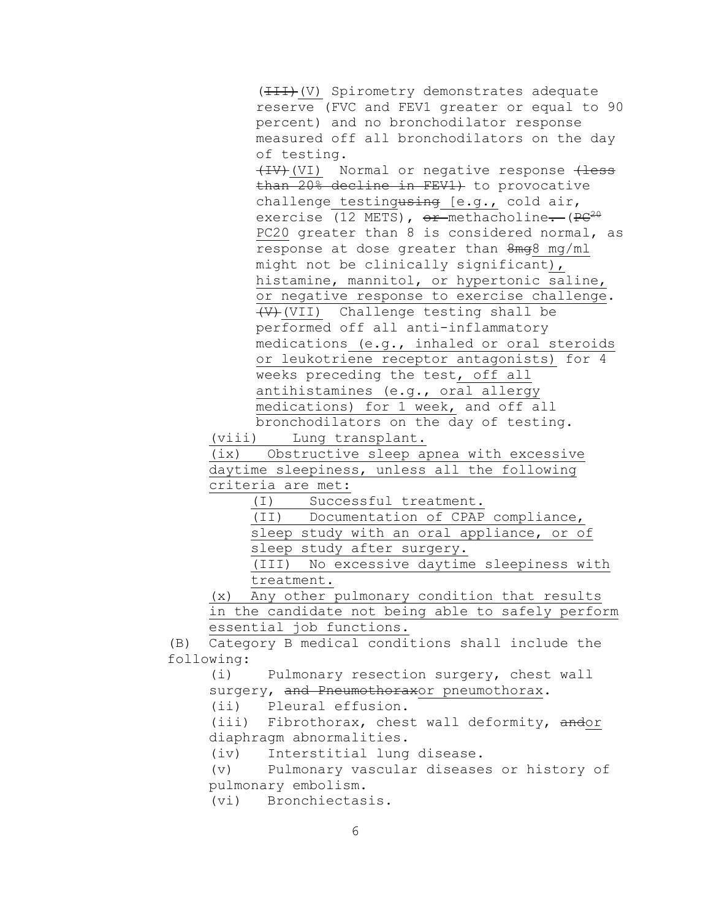~~(III)~~(V) Spirometry demonstrates adequate reserve (FVC and FEV1 greater or equal to 90 percent) and no bronchodilator response measured off all bronchodilators on the day of testing.

~~(IV)~~(VI) Normal or negative response ~~(less than 20% decline in FEV1)~~ to provocative challenge testing~~using~~ [e.g., cold air, exercise (12 METS), ~~or~~ methacholine~~.~~ (~~PC20~~ PC20 greater than 8 is considered normal, as response at dose greater than ~~8mg~~8 mg/ml might not be clinically significant), histamine, mannitol, or hypertonic saline, or negative response to exercise challenge.

~~(V)~~(VII) Challenge testing shall be performed off all anti-inflammatory medications (e.g., inhaled or oral steroids or leukotriene receptor antagonists) for 4 weeks preceding the test, off all antihistamines (e.g., oral allergy medications) for 1 week, and off all bronchodilators on the day of testing.

(viii) Lung transplant.

(ix) Obstructive sleep apnea with excessive daytime sleepiness, unless all the following criteria are met:

(I) Successful treatment.

(II) Documentation of CPAP compliance, sleep study with an oral appliance, or of sleep study after surgery.

(III) No excessive daytime sleepiness with treatment.

(x) Any other pulmonary condition that results in the candidate not being able to safely perform essential job functions.

(B) Category B medical conditions shall include the following:

(i) Pulmonary resection surgery, chest wall surgery, ~~and Pneumothorax~~or pneumothorax.

(ii) Pleural effusion.

(iii) Fibrothorax, chest wall deformity, ~~and~~or diaphragm abnormalities.

(iv) Interstitial lung disease.

(v) Pulmonary vascular diseases or history of pulmonary embolism.

(vi) Bronchiectasis.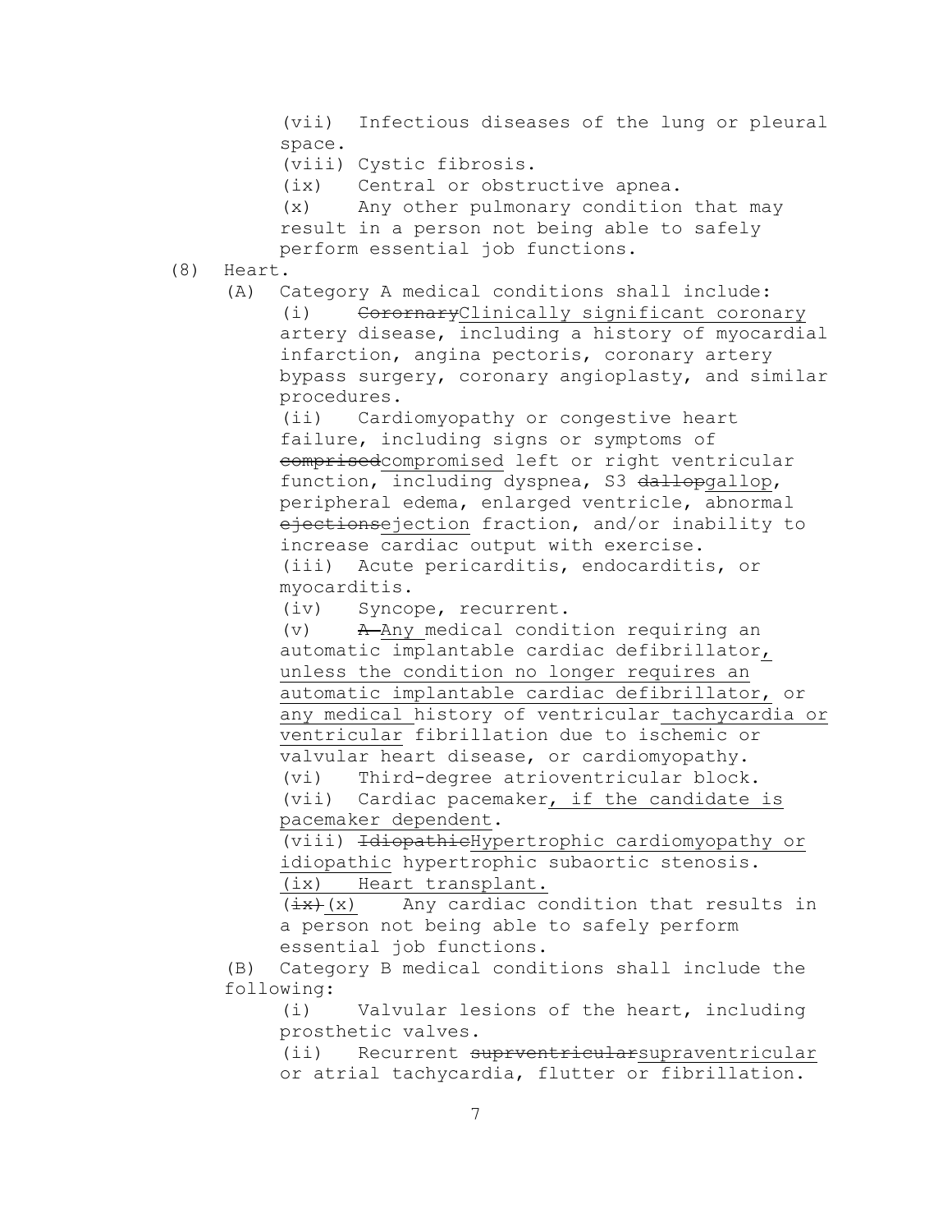(vii) Infectious diseases of the lung or pleural space.

(viii) Cystic fibrosis.

(ix) Central or obstructive apnea.

(x) Any other pulmonary condition that may result in a person not being able to safely perform essential job functions.

(8) Heart.

(A) Category A medical conditions shall include:

(i) ~~Cororonary~~<u>Clinically significant coronary</u> artery disease, including a history of myocardial infarction, angina pectoris, coronary artery bypass surgery, coronary angioplasty, and similar procedures.

(ii) Cardiomyopathy or congestive heart failure, including signs or symptoms of ~~comprised~~<u>compromised</u> left or right ventricular function, including dyspnea, S3 ~~dallop~~<u>gallop</u>, peripheral edema, enlarged ventricle, abnormal ~~ejections~~<u>ejection</u> fraction, and/or inability to increase cardiac output with exercise.

(iii) Acute pericarditis, endocarditis, or myocarditis.

(iv) Syncope, recurrent.

(v) ~~A~~ <u>Any</u> medical condition requiring an automatic implantable cardiac defibrillator<u>, unless the condition no longer requires an automatic implantable cardiac defibrillator</u>, or <u>any medical</u> history of ventricular <u>tachycardia or ventricular</u> fibrillation due to ischemic or valvular heart disease, or cardiomyopathy.

(vi) Third-degree atrioventricular block.

(vii) Cardiac pacemaker<u>, if the candidate is pacemaker dependent</u>.

(viii) ~~Idiopathic~~<u>Hypertrophic cardiomyopathy or idiopathic</u> hypertrophic subaortic stenosis.

<u>(ix) Heart transplant.</u>

~~(ix)~~<u>(x)</u> Any cardiac condition that results in a person not being able to safely perform essential job functions.

(B) Category B medical conditions shall include the following:

(i) Valvular lesions of the heart, including prosthetic valves.

(ii) Recurrent ~~suprventricular~~<u>supraventricular</u> or atrial tachycardia, flutter or fibrillation.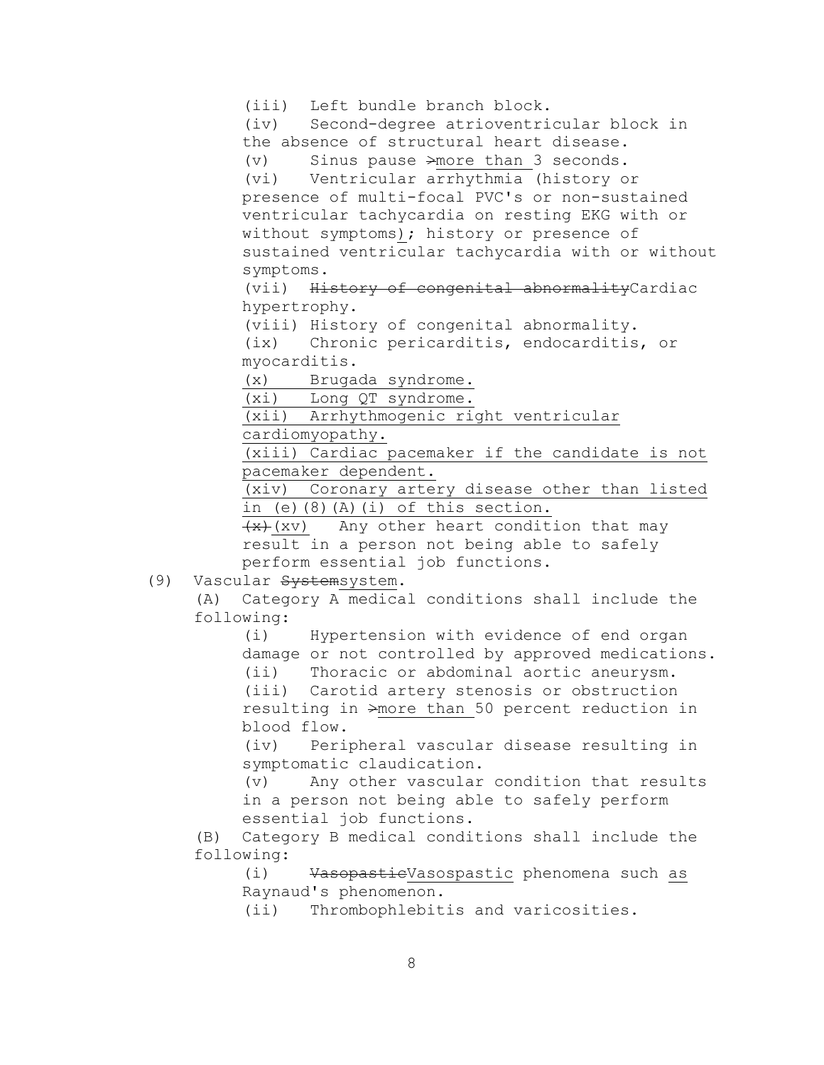(iii) Left bundle branch block.

(iv) Second-degree atrioventricular block in the absence of structural heart disease.

(v) Sinus pause ~~>~~more than 3 seconds.

(vi) Ventricular arrhythmia (history or presence of multi-focal PVC's or non-sustained ventricular tachycardia on resting EKG with or without symptoms); history or presence of sustained ventricular tachycardia with or without symptoms.

(vii) ~~History of congenital abnormality~~Cardiac hypertrophy.

(viii) History of congenital abnormality.

(ix) Chronic pericarditis, endocarditis, or myocarditis.

(x) Brugada syndrome.

(xi) Long QT syndrome.

(xii) Arrhythmogenic right ventricular cardiomyopathy.

(xiii) Cardiac pacemaker if the candidate is not pacemaker dependent.

(xiv) Coronary artery disease other than listed in (e)(8)(A)(i) of this section.

~~(x)~~ (xv) Any other heart condition that may result in a person not being able to safely perform essential job functions.

(9) Vascular ~~System~~system.

(A) Category A medical conditions shall include the following:

(i) Hypertension with evidence of end organ damage or not controlled by approved medications.

(ii) Thoracic or abdominal aortic aneurysm.

(iii) Carotid artery stenosis or obstruction resulting in ~~>~~more than 50 percent reduction in blood flow.

(iv) Peripheral vascular disease resulting in symptomatic claudication.

(v) Any other vascular condition that results in a person not being able to safely perform essential job functions.

(B) Category B medical conditions shall include the following:

(i) ~~Vasopastic~~Vasospastic phenomena such as Raynaud's phenomenon.

(ii) Thrombophlebitis and varicosities.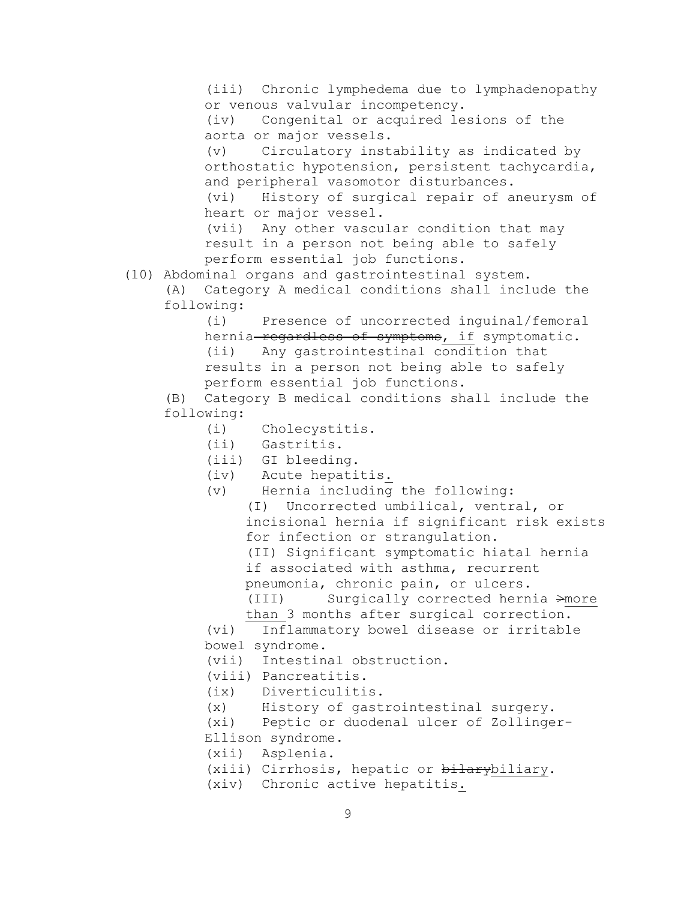(iii) Chronic lymphedema due to lymphadenopathy or venous valvular incompetency.

(iv) Congenital or acquired lesions of the aorta or major vessels.

(v) Circulatory instability as indicated by orthostatic hypotension, persistent tachycardia, and peripheral vasomotor disturbances.

(vi) History of surgical repair of aneurysm of heart or major vessel.

(vii) Any other vascular condition that may result in a person not being able to safely perform essential job functions.

(10) Abdominal organs and gastrointestinal system.

(A) Category A medical conditions shall include the following:

(i) Presence of uncorrected inguinal/femoral hernia ~~regardless of symptoms~~, if symptomatic.

(ii) Any gastrointestinal condition that results in a person not being able to safely perform essential job functions.

(B) Category B medical conditions shall include the following:

(i) Cholecystitis.

(ii) Gastritis.

(iii) GI bleeding.

(iv) Acute hepatitis.

(v) Hernia including the following:

(I) Uncorrected umbilical, ventral, or incisional hernia if significant risk exists for infection or strangulation.

(II) Significant symptomatic hiatal hernia if associated with asthma, recurrent pneumonia, chronic pain, or ulcers.

(III) Surgically corrected hernia ~~>~~more than 3 months after surgical correction.

(vi) Inflammatory bowel disease or irritable bowel syndrome.

(vii) Intestinal obstruction.

(viii) Pancreatitis.

(ix) Diverticulitis.

(x) History of gastrointestinal surgery.

(xi) Peptic or duodenal ulcer of Zollinger-Ellison syndrome.

(xii) Asplenia.

(xiii) Cirrhosis, hepatic or ~~bilary~~biliary.

(xiv) Chronic active hepatitis.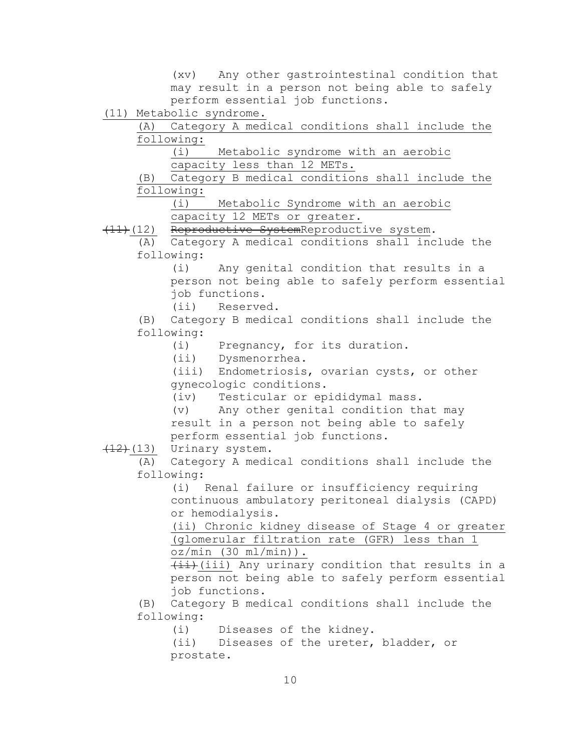(xv) Any other gastrointestinal condition that may result in a person not being able to safely perform essential job functions.

<u>(11) Metabolic syndrome.</u>

<u>(A) Category A medical conditions shall include the following:</u>

<u>(i) Metabolic syndrome with an aerobic capacity less than 12 METs.</u>

<u>(B) Category B medical conditions shall include the following:</u>

<u>(i) Metabolic Syndrome with an aerobic capacity 12 METs or greater.</u>

~~(11)~~<u>(12)</u> ~~Reproductive System~~<u>Reproductive system</u>.

(A) Category A medical conditions shall include the following:

(i) Any genital condition that results in a person not being able to safely perform essential job functions.

(ii) Reserved.

(B) Category B medical conditions shall include the following:

(i) Pregnancy, for its duration.

(ii) Dysmenorrhea.

(iii) Endometriosis, ovarian cysts, or other gynecologic conditions.

(iv) Testicular or epididymal mass.

(v) Any other genital condition that may result in a person not being able to safely perform essential job functions.

~~(12)~~<u>(13)</u> Urinary system.

(A) Category A medical conditions shall include the following:

(i) Renal failure or insufficiency requiring continuous ambulatory peritoneal dialysis (CAPD) or hemodialysis.

<u>(ii) Chronic kidney disease of Stage 4 or greater (glomerular filtration rate (GFR) less than 1 oz/min (30 ml/min)).</u>

~~(ii)~~<u>(iii)</u> Any urinary condition that results in a person not being able to safely perform essential job functions.

(B) Category B medical conditions shall include the following:

(i) Diseases of the kidney.

(ii) Diseases of the ureter, bladder, or prostate.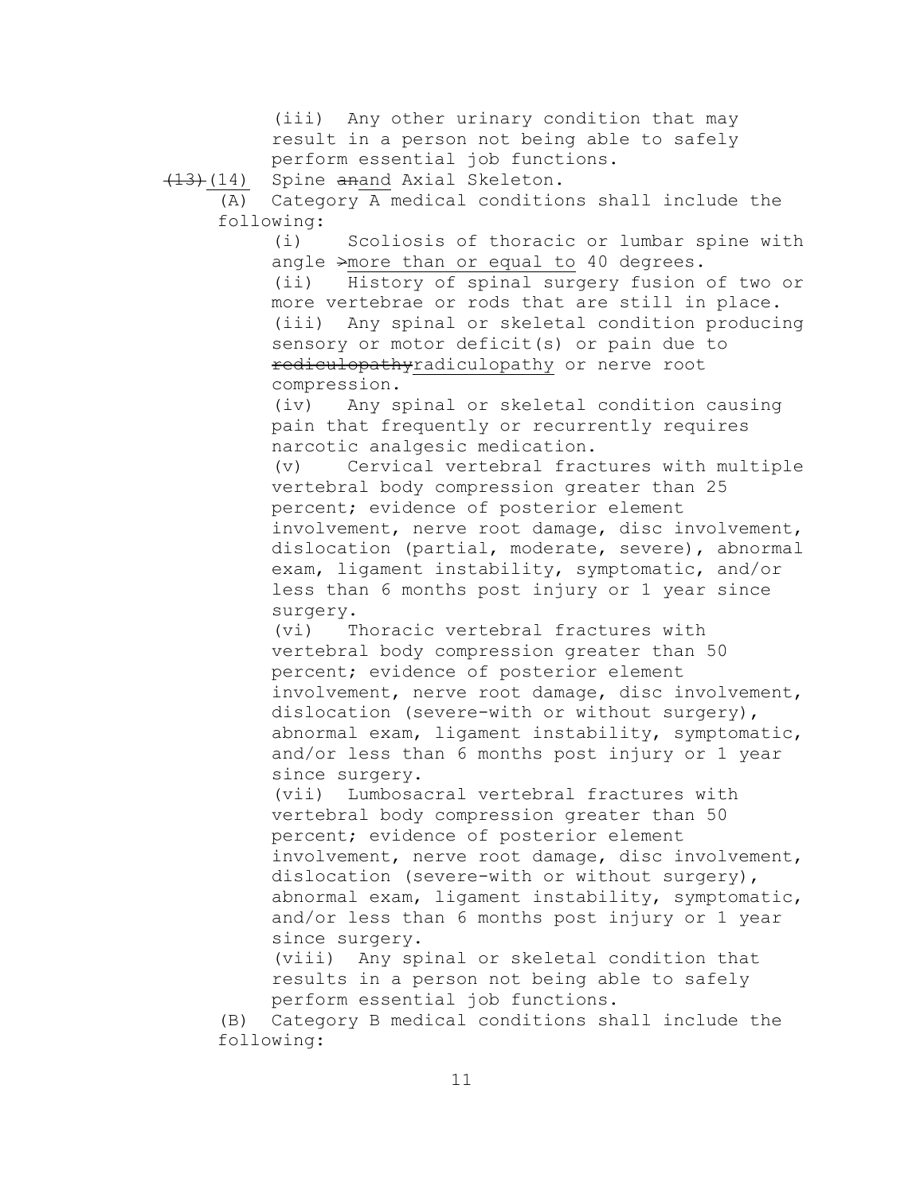(iii) Any other urinary condition that may result in a person not being able to safely perform essential job functions.

~~(13)~~(14) Spine ~~an~~and Axial Skeleton.

(A) Category A medical conditions shall include the following:

(i) Scoliosis of thoracic or lumbar spine with angle ~~>~~more than or equal to 40 degrees.

(ii) History of spinal surgery fusion of two or more vertebrae or rods that are still in place.

(iii) Any spinal or skeletal condition producing sensory or motor deficit(s) or pain due to ~~rediculopathy~~radiculopathy or nerve root compression.

(iv) Any spinal or skeletal condition causing pain that frequently or recurrently requires narcotic analgesic medication.

(v) Cervical vertebral fractures with multiple vertebral body compression greater than 25 percent; evidence of posterior element involvement, nerve root damage, disc involvement, dislocation (partial, moderate, severe), abnormal exam, ligament instability, symptomatic, and/or less than 6 months post injury or 1 year since surgery.

(vi) Thoracic vertebral fractures with vertebral body compression greater than 50 percent; evidence of posterior element involvement, nerve root damage, disc involvement, dislocation (severe-with or without surgery), abnormal exam, ligament instability, symptomatic, and/or less than 6 months post injury or 1 year since surgery.

(vii) Lumbosacral vertebral fractures with vertebral body compression greater than 50 percent; evidence of posterior element involvement, nerve root damage, disc involvement, dislocation (severe-with or without surgery), abnormal exam, ligament instability, symptomatic, and/or less than 6 months post injury or 1 year since surgery.

(viii) Any spinal or skeletal condition that results in a person not being able to safely perform essential job functions.

(B) Category B medical conditions shall include the following: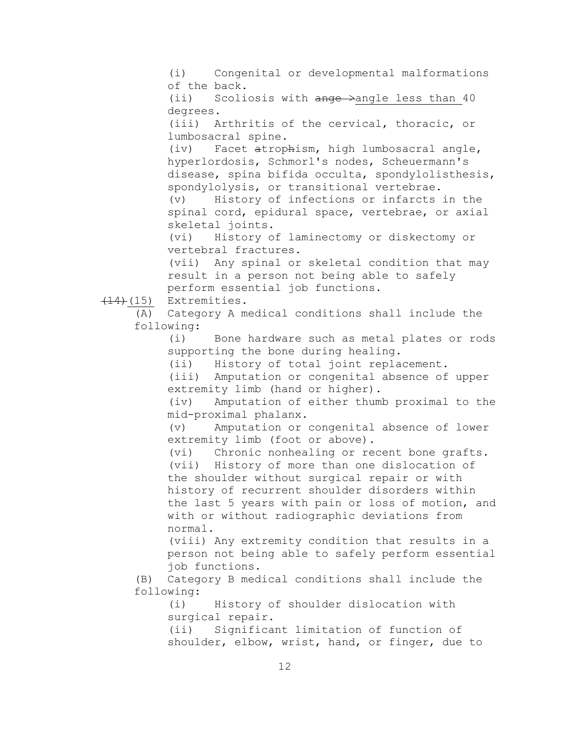(i) Congenital or developmental malformations of the back.

(ii) Scoliosis with ~~ange >~~angle less than 40 degrees.

(iii) Arthritis of the cervical, thoracic, or lumbosacral spine.

(iv) Facet ~~a~~trop~~h~~ism, high lumbosacral angle, hyperlordosis, Schmorl's nodes, Scheuermann's disease, spina bifida occulta, spondylolisthesis, spondylolysis, or transitional vertebrae.

(v) History of infections or infarcts in the spinal cord, epidural space, vertebrae, or axial skeletal joints.

(vi) History of laminectomy or diskectomy or vertebral fractures.

(vii) Any spinal or skeletal condition that may result in a person not being able to safely perform essential job functions.

~~(14)~~(15) Extremities.

(A) Category A medical conditions shall include the following:

(i) Bone hardware such as metal plates or rods supporting the bone during healing.

(ii) History of total joint replacement.

(iii) Amputation or congenital absence of upper extremity limb (hand or higher).

(iv) Amputation of either thumb proximal to the mid-proximal phalanx.

(v) Amputation or congenital absence of lower extremity limb (foot or above).

(vi) Chronic nonhealing or recent bone grafts.

(vii) History of more than one dislocation of the shoulder without surgical repair or with history of recurrent shoulder disorders within the last 5 years with pain or loss of motion, and with or without radiographic deviations from normal.

(viii) Any extremity condition that results in a person not being able to safely perform essential job functions.

(B) Category B medical conditions shall include the following:

(i) History of shoulder dislocation with surgical repair.

(ii) Significant limitation of function of shoulder, elbow, wrist, hand, or finger, due to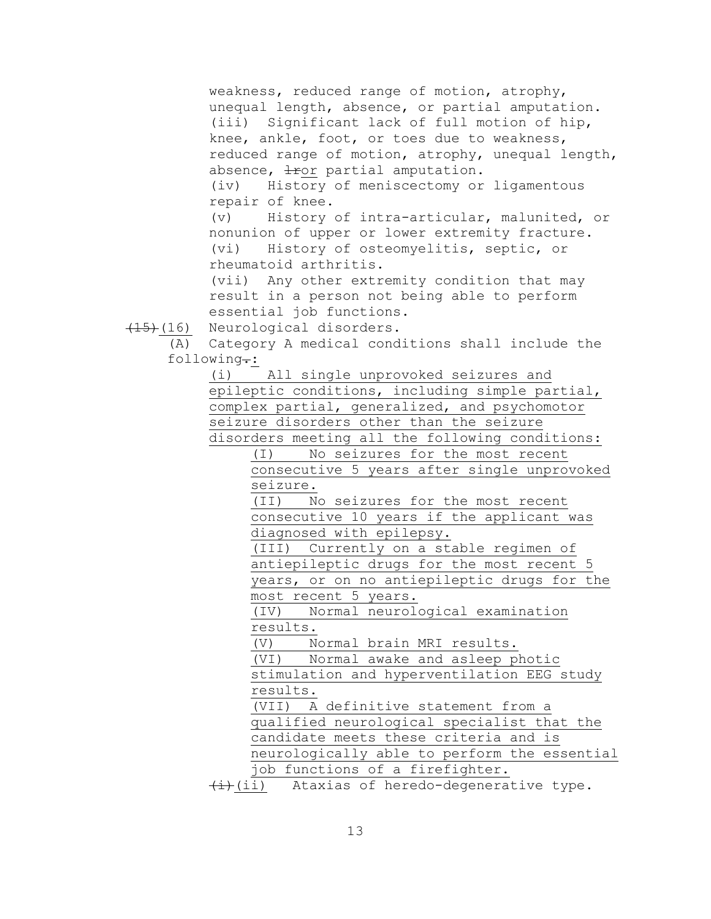weakness, reduced range of motion, atrophy, unequal length, absence, or partial amputation.

(iii) Significant lack of full motion of hip, knee, ankle, foot, or toes due to weakness, reduced range of motion, atrophy, unequal length, absence, ~~1r~~or partial amputation.

(iv) History of meniscectomy or ligamentous repair of knee.

(v) History of intra-articular, malunited, or nonunion of upper or lower extremity fracture.

(vi) History of osteomyelitis, septic, or rheumatoid arthritis.

(vii) Any other extremity condition that may result in a person not being able to perform essential job functions.

~~(15)~~(16) Neurological disorders.

(A) Category A medical conditions shall include the following~~.~~:

(i) All single unprovoked seizures and epileptic conditions, including simple partial, complex partial, generalized, and psychomotor seizure disorders other than the seizure disorders meeting all the following conditions:

(I) No seizures for the most recent consecutive 5 years after single unprovoked seizure.

(II) No seizures for the most recent consecutive 10 years if the applicant was diagnosed with epilepsy.

(III) Currently on a stable regimen of antiepileptic drugs for the most recent 5 years, or on no antiepileptic drugs for the most recent 5 years.

(IV) Normal neurological examination results.

(V) Normal brain MRI results.

(VI) Normal awake and asleep photic stimulation and hyperventilation EEG study results.

(VII) A definitive statement from a qualified neurological specialist that the candidate meets these criteria and is neurologically able to perform the essential job functions of a firefighter.

~~(i)~~(ii) Ataxias of heredo-degenerative type.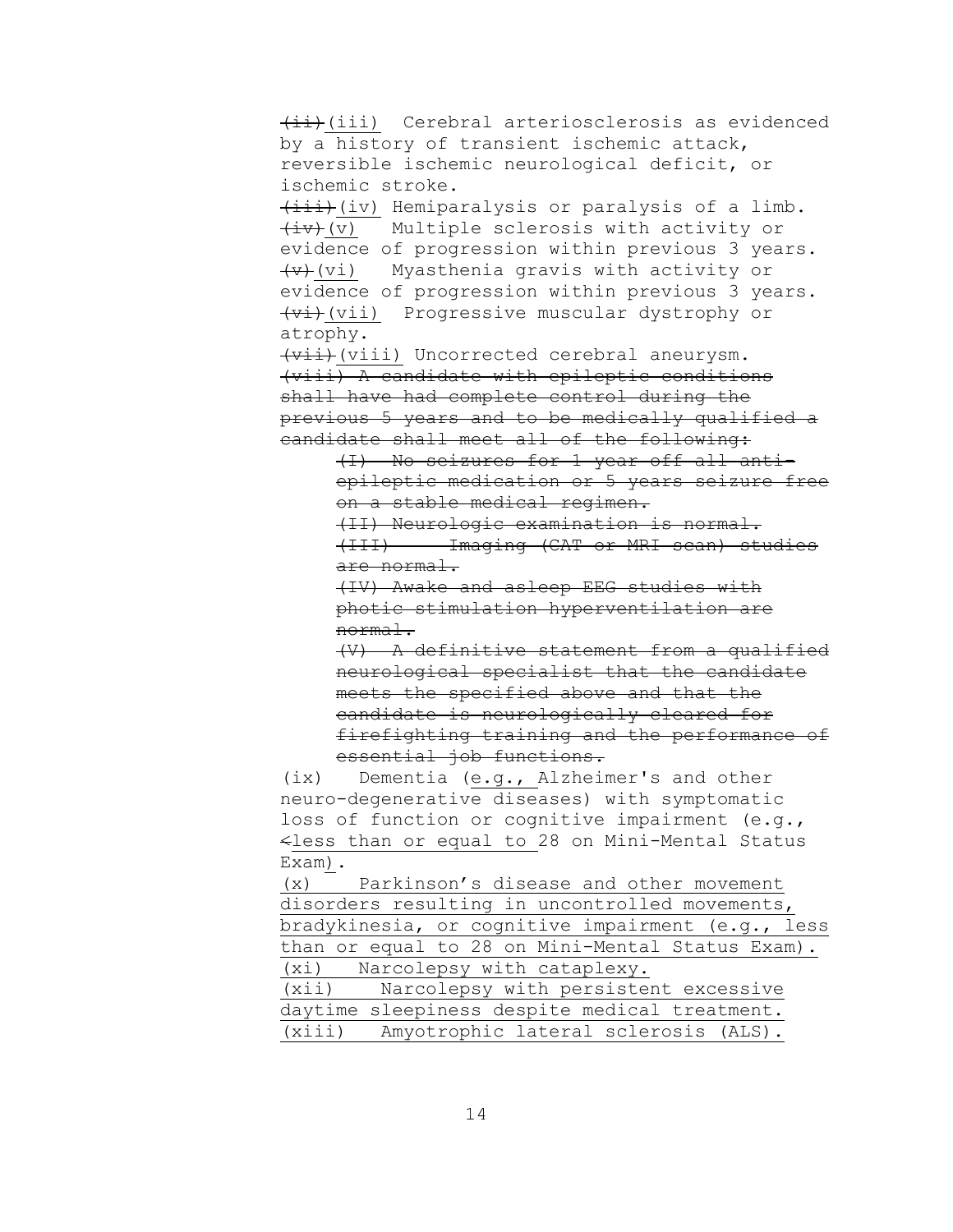~~(ii)~~(iii) Cerebral arteriosclerosis as evidenced by a history of transient ischemic attack, reversible ischemic neurological deficit, or ischemic stroke.

~~(iii)~~(iv) Hemiparalysis or paralysis of a limb.

~~(iv)~~(v) Multiple sclerosis with activity or evidence of progression within previous 3 years.

~~(v)~~(vi) Myasthenia gravis with activity or evidence of progression within previous 3 years.

~~(vi)~~(vii) Progressive muscular dystrophy or atrophy.

~~(vii)~~(viii) Uncorrected cerebral aneurysm.

~~(viii) A candidate with epileptic conditions shall have had complete control during the previous 5 years and to be medically qualified a candidate shall meet all of the following:~~

> ~~(I) No seizures for 1 year off all anti-epileptic medication or 5 years seizure free on a stable medical regimen.~~
>
> ~~(II) Neurologic examination is normal.~~
>
> ~~(III) Imaging (CAT or MRI scan) studies are normal.~~
>
> ~~(IV) Awake and asleep EEG studies with photic stimulation hyperventilation are normal.~~
>
> ~~(V) A definitive statement from a qualified neurological specialist that the candidate meets the specified above and that the candidate is neurologically cleared for firefighting training and the performance of essential job functions.~~

(ix) Dementia (e.g., Alzheimer's and other neuro-degenerative diseases) with symptomatic loss of function or cognitive impairment (e.g., ~~<~~less than or equal to 28 on Mini-Mental Status Exam).

(x) Parkinson's disease and other movement disorders resulting in uncontrolled movements, bradykinesia, or cognitive impairment (e.g., less than or equal to 28 on Mini-Mental Status Exam).

(xi) Narcolepsy with cataplexy.

(xii) Narcolepsy with persistent excessive daytime sleepiness despite medical treatment.

(xiii) Amyotrophic lateral sclerosis (ALS).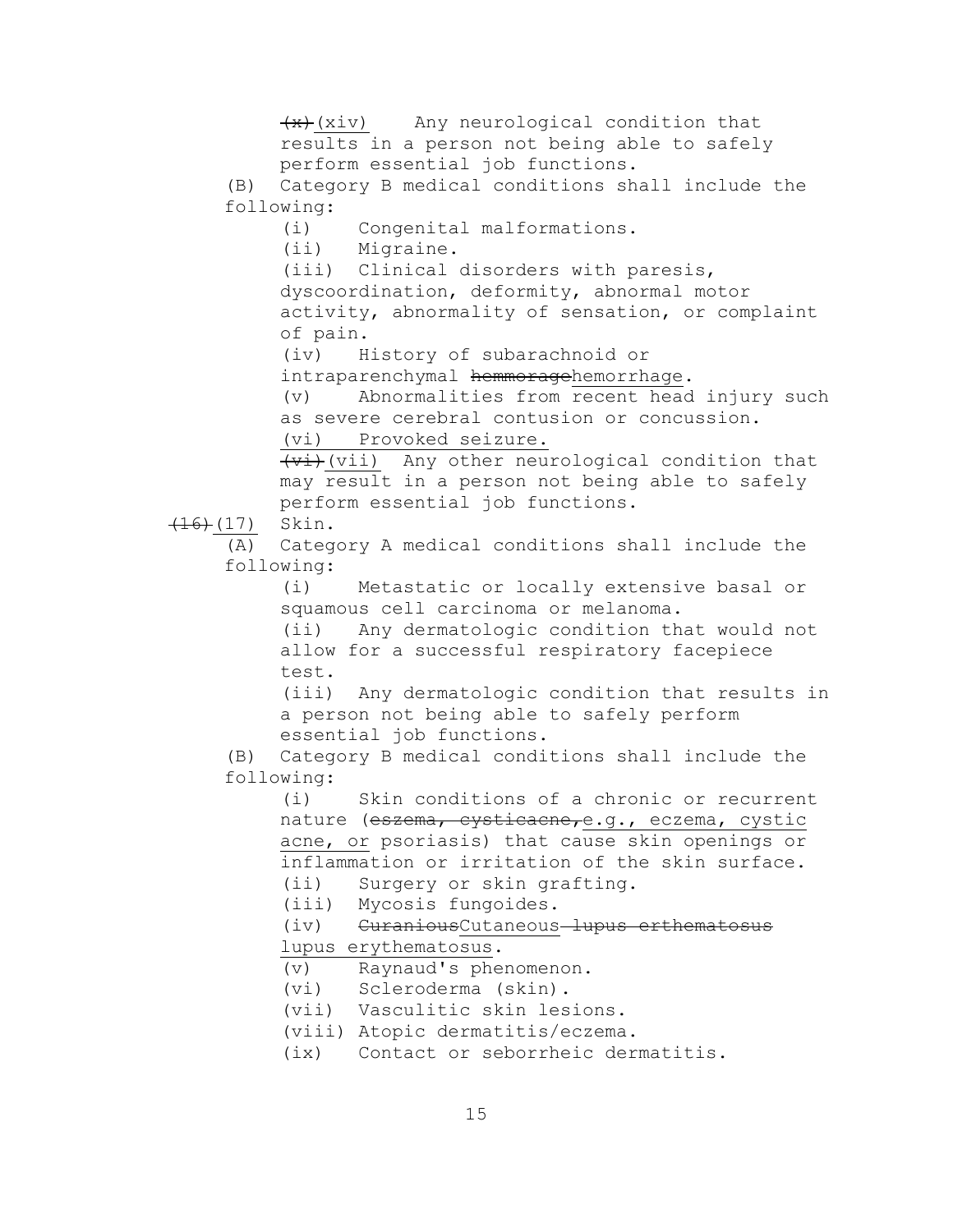~~(x)~~ <u>(xiv)</u> Any neurological condition that results in a person not being able to safely perform essential job functions.

(B) Category B medical conditions shall include the following:

(i) Congenital malformations.

(ii) Migraine.

(iii) Clinical disorders with paresis, dyscoordination, deformity, abnormal motor activity, abnormality of sensation, or complaint of pain.

(iv) History of subarachnoid or intraparenchymal ~~hemmorage~~<u>hemorrhage</u>.

(v) Abnormalities from recent head injury such as severe cerebral contusion or concussion.

<u>(vi) Provoked seizure.</u>

~~(vi)~~ <u>(vii)</u> Any other neurological condition that may result in a person not being able to safely perform essential job functions.

~~(16)~~ <u>(17)</u> Skin.

(A) Category A medical conditions shall include the following:

(i) Metastatic or locally extensive basal or squamous cell carcinoma or melanoma.

(ii) Any dermatologic condition that would not allow for a successful respiratory facepiece test.

(iii) Any dermatologic condition that results in a person not being able to safely perform essential job functions.

(B) Category B medical conditions shall include the following:

(i) Skin conditions of a chronic or recurrent nature (~~eszema, cysticacne,~~<u>e.g., eczema, cystic acne, or</u> psoriasis) that cause skin openings or inflammation or irritation of the skin surface.

(ii) Surgery or skin grafting.

(iii) Mycosis fungoides.

(iv) ~~Curanious~~<u>Cutaneous</u> ~~lupus erthematosus~~ <u>lupus erythematosus</u>.

(v) Raynaud's phenomenon.

(vi) Scleroderma (skin).

(vii) Vasculitic skin lesions.

(viii) Atopic dermatitis/eczema.

(ix) Contact or seborrheic dermatitis.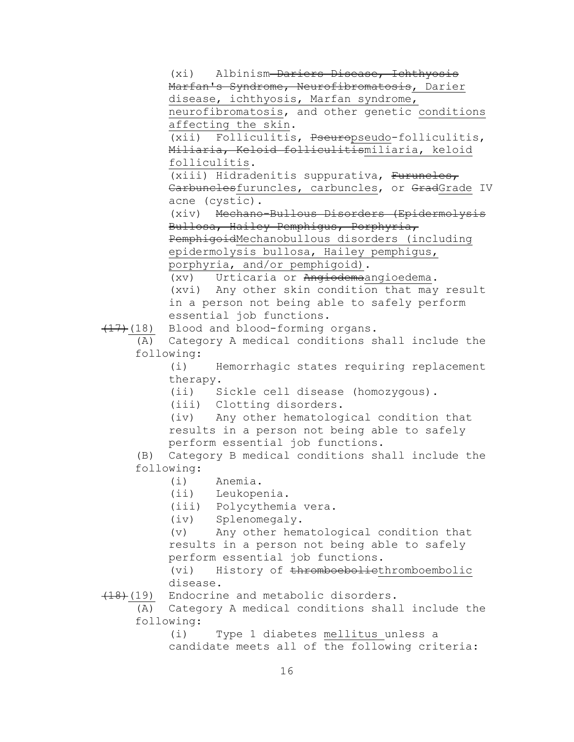(xi) Albinism ~~Dariers Disease, Ichthyosis Marfan's Syndrome, Neurofibromatosis~~, Darier disease, ichthyosis, Marfan syndrome, neurofibromatosis, and other genetic conditions affecting the skin.

(xii) Folliculitis, ~~Pseuro~~pseudo-folliculitis, ~~Miliaria, Keloid folliculitis~~miliaria, keloid folliculitis.

(xiii) Hidradenitis suppurativa, ~~Furuncles, Carbuncles~~furuncles, carbuncles, or ~~Grad~~Grade IV acne (cystic).

(xiv) ~~Mechano-Bullous Disorders (Epidermolysis Bullosa, Hailey Pemphigus, Porphyria, Pemphigoid~~Mechanobullous disorders (including epidermolysis bullosa, Hailey pemphigus, porphyria, and/or pemphigoid).

(xv) Urticaria or ~~Angiodema~~angioedema.

(xvi) Any other skin condition that may result in a person not being able to safely perform essential job functions.

~~(17)~~(18) Blood and blood-forming organs.

(A) Category A medical conditions shall include the following:

(i) Hemorrhagic states requiring replacement therapy.

(ii) Sickle cell disease (homozygous).

(iii) Clotting disorders.

(iv) Any other hematological condition that results in a person not being able to safely perform essential job functions.

(B) Category B medical conditions shall include the following:

(i) Anemia.

(ii) Leukopenia.

(iii) Polycythemia vera.

(iv) Splenomegaly.

(v) Any other hematological condition that results in a person not being able to safely perform essential job functions.

(vi) History of ~~thromboebolic~~thromboembolic disease.

~~(18)~~(19) Endocrine and metabolic disorders.

(A) Category A medical conditions shall include the following:

(i) Type 1 diabetes mellitus unless a candidate meets all of the following criteria: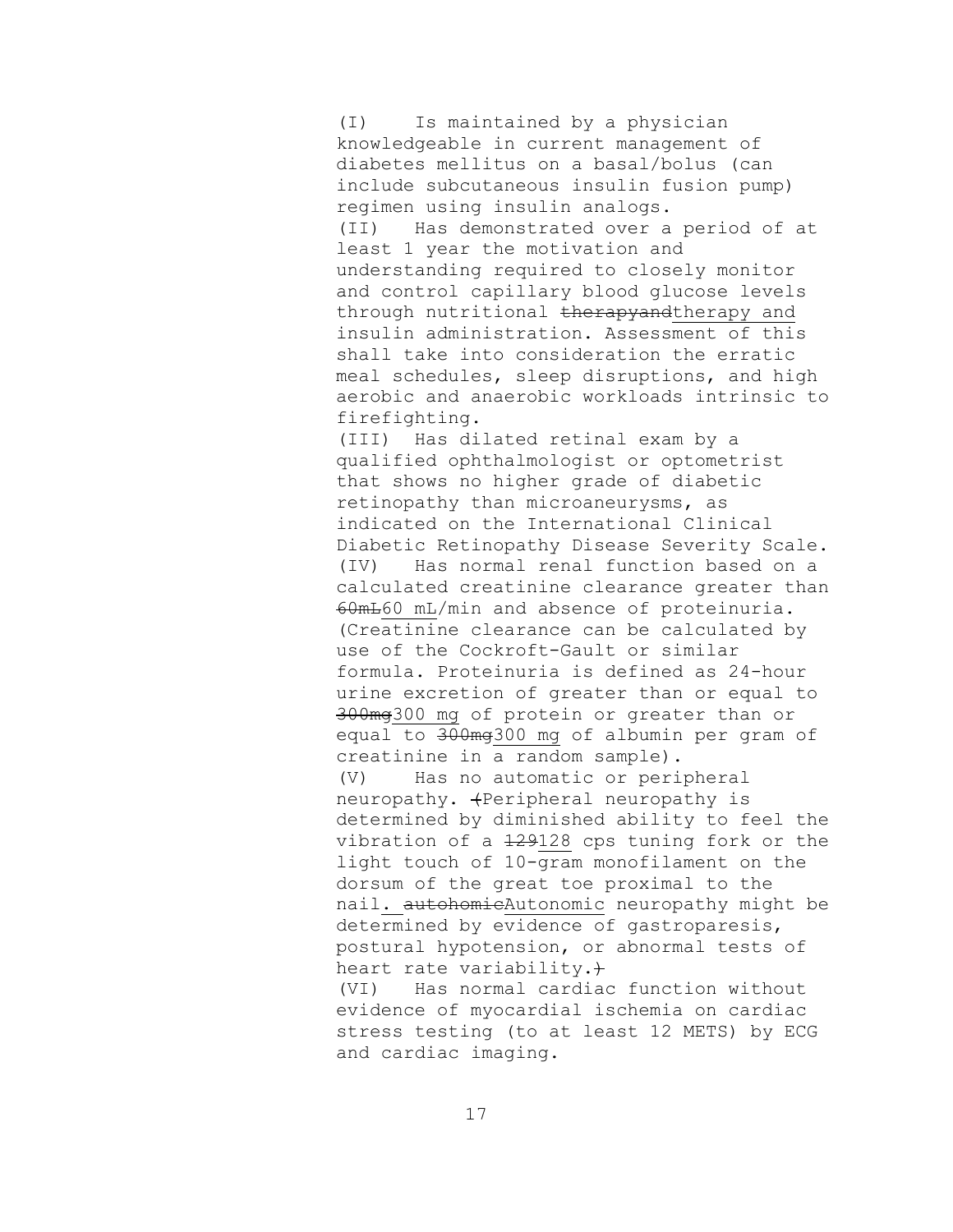(I) Is maintained by a physician knowledgeable in current management of diabetes mellitus on a basal/bolus (can include subcutaneous insulin fusion pump) regimen using insulin analogs.

(II) Has demonstrated over a period of at least 1 year the motivation and understanding required to closely monitor and control capillary blood glucose levels through nutritional ~~therapyand~~therapy and insulin administration. Assessment of this shall take into consideration the erratic meal schedules, sleep disruptions, and high aerobic and anaerobic workloads intrinsic to firefighting.

(III) Has dilated retinal exam by a qualified ophthalmologist or optometrist that shows no higher grade of diabetic retinopathy than microaneurysms, as indicated on the International Clinical Diabetic Retinopathy Disease Severity Scale.

(IV) Has normal renal function based on a calculated creatinine clearance greater than ~~60mL~~60 mL/min and absence of proteinuria. (Creatinine clearance can be calculated by use of the Cockroft-Gault or similar formula. Proteinuria is defined as 24-hour urine excretion of greater than or equal to ~~300mg~~300 mg of protein or greater than or equal to ~~300mg~~300 mg of albumin per gram of creatinine in a random sample).

(V) Has no automatic or peripheral neuropathy. ~~(~~Peripheral neuropathy is determined by diminished ability to feel the vibration of a ~~129~~128 cps tuning fork or the light touch of 10-gram monofilament on the dorsum of the great toe proximal to the nail. ~~autohomic~~Autonomic neuropathy might be determined by evidence of gastroparesis, postural hypotension, or abnormal tests of heart rate variability.~~)~~

(VI) Has normal cardiac function without evidence of myocardial ischemia on cardiac stress testing (to at least 12 METS) by ECG and cardiac imaging.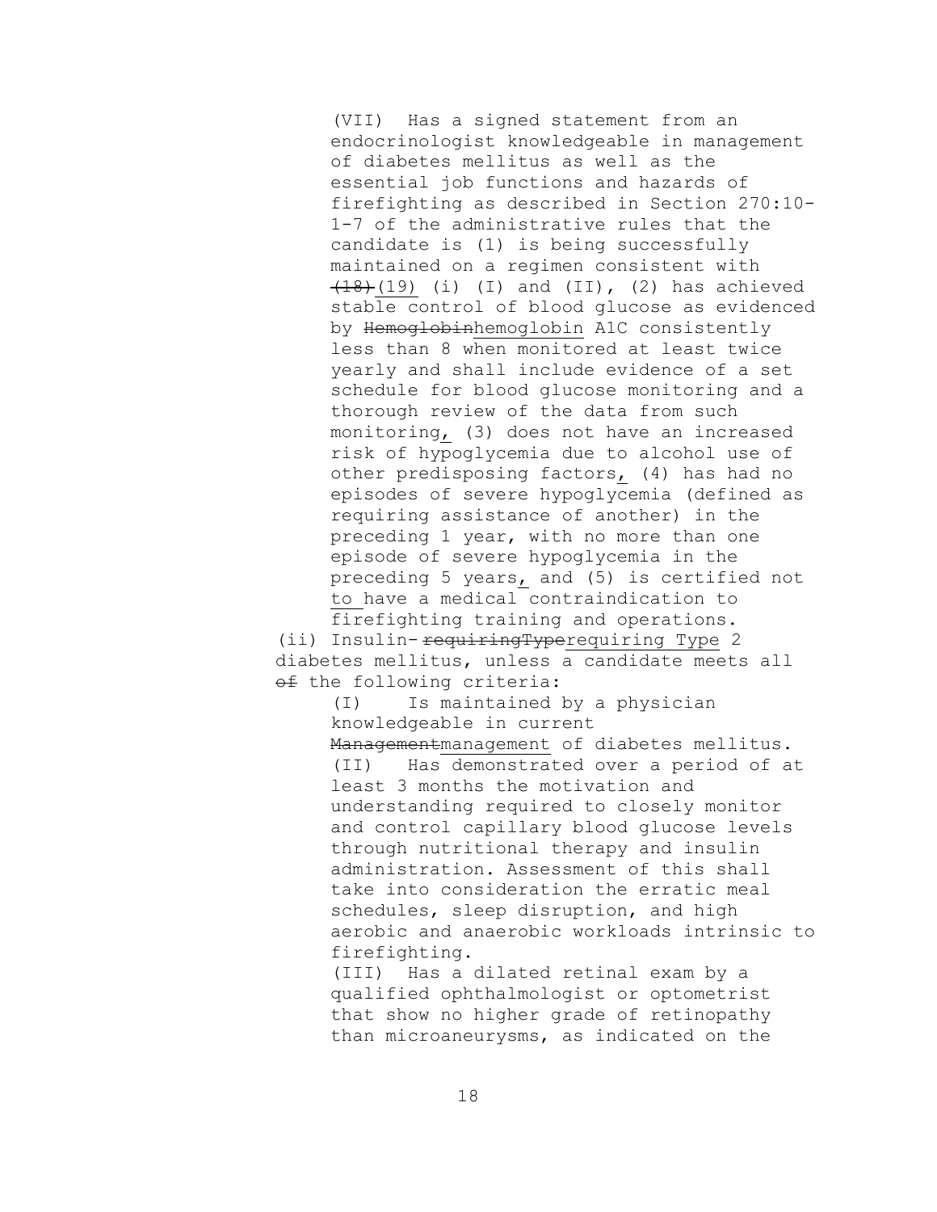(VII) Has a signed statement from an endocrinologist knowledgeable in management of diabetes mellitus as well as the essential job functions and hazards of firefighting as described in Section 270:10-1-7 of the administrative rules that the candidate is (1) is being successfully maintained on a regimen consistent with ~~(18)~~(19) (i) (I) and (II), (2) has achieved stable control of blood glucose as evidenced by ~~Hemoglobin~~hemoglobin A1C consistently less than 8 when monitored at least twice yearly and shall include evidence of a set schedule for blood glucose monitoring and a thorough review of the data from such monitoring, (3) does not have an increased risk of hypoglycemia due to alcohol use of other predisposing factors, (4) has had no episodes of severe hypoglycemia (defined as requiring assistance of another) in the preceding 1 year, with no more than one episode of severe hypoglycemia in the preceding 5 years, and (5) is certified not to have a medical contraindication to firefighting training and operations.

(ii) Insulin- ~~requiringType~~requiring Type 2 diabetes mellitus, unless a candidate meets all ~~of~~ the following criteria:

(I) Is maintained by a physician knowledgeable in current ~~Management~~management of diabetes mellitus.

(II) Has demonstrated over a period of at least 3 months the motivation and understanding required to closely monitor and control capillary blood glucose levels through nutritional therapy and insulin administration. Assessment of this shall take into consideration the erratic meal schedules, sleep disruption, and high aerobic and anaerobic workloads intrinsic to firefighting.

(III) Has a dilated retinal exam by a qualified ophthalmologist or optometrist that show no higher grade of retinopathy than microaneurysms, as indicated on the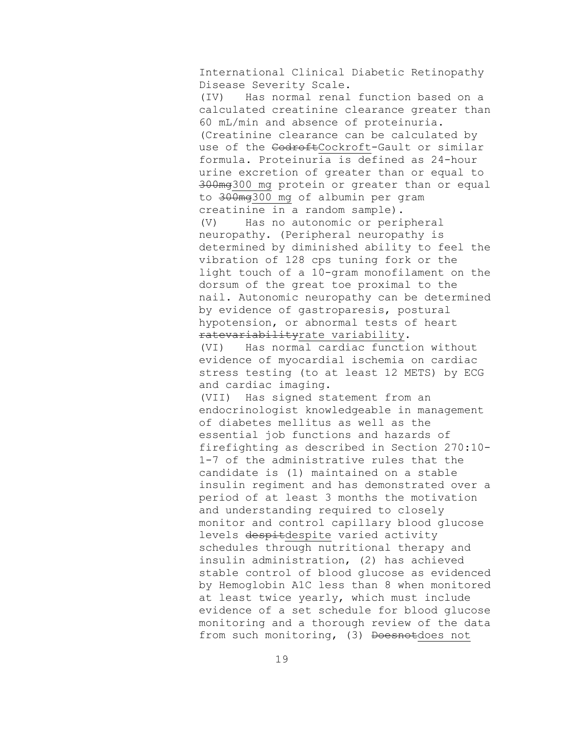International Clinical Diabetic Retinopathy Disease Severity Scale.

(IV) Has normal renal function based on a calculated creatinine clearance greater than 60 mL/min and absence of proteinuria. (Creatinine clearance can be calculated by use of the ~~Codroft~~<u>Cockroft</u>-Gault or similar formula. Proteinuria is defined as 24-hour urine excretion of greater than or equal to ~~300mg~~<u>300 mg</u> protein or greater than or equal to ~~300mg~~<u>300 mg</u> of albumin per gram creatinine in a random sample).

(V) Has no autonomic or peripheral neuropathy. (Peripheral neuropathy is determined by diminished ability to feel the vibration of 128 cps tuning fork or the light touch of a 10-gram monofilament on the dorsum of the great toe proximal to the nail. Autonomic neuropathy can be determined by evidence of gastroparesis, postural hypotension, or abnormal tests of heart ~~ratevariability~~<u>rate variability</u>.

(VI) Has normal cardiac function without evidence of myocardial ischemia on cardiac stress testing (to at least 12 METS) by ECG and cardiac imaging.

(VII) Has signed statement from an endocrinologist knowledgeable in management of diabetes mellitus as well as the essential job functions and hazards of firefighting as described in Section 270:10-1-7 of the administrative rules that the candidate is (1) maintained on a stable insulin regiment and has demonstrated over a period of at least 3 months the motivation and understanding required to closely monitor and control capillary blood glucose levels ~~despit~~<u>despite</u> varied activity schedules through nutritional therapy and insulin administration, (2) has achieved stable control of blood glucose as evidenced by Hemoglobin A1C less than 8 when monitored at least twice yearly, which must include evidence of a set schedule for blood glucose monitoring and a thorough review of the data from such monitoring, (3) ~~Doesnot~~<u>does not</u>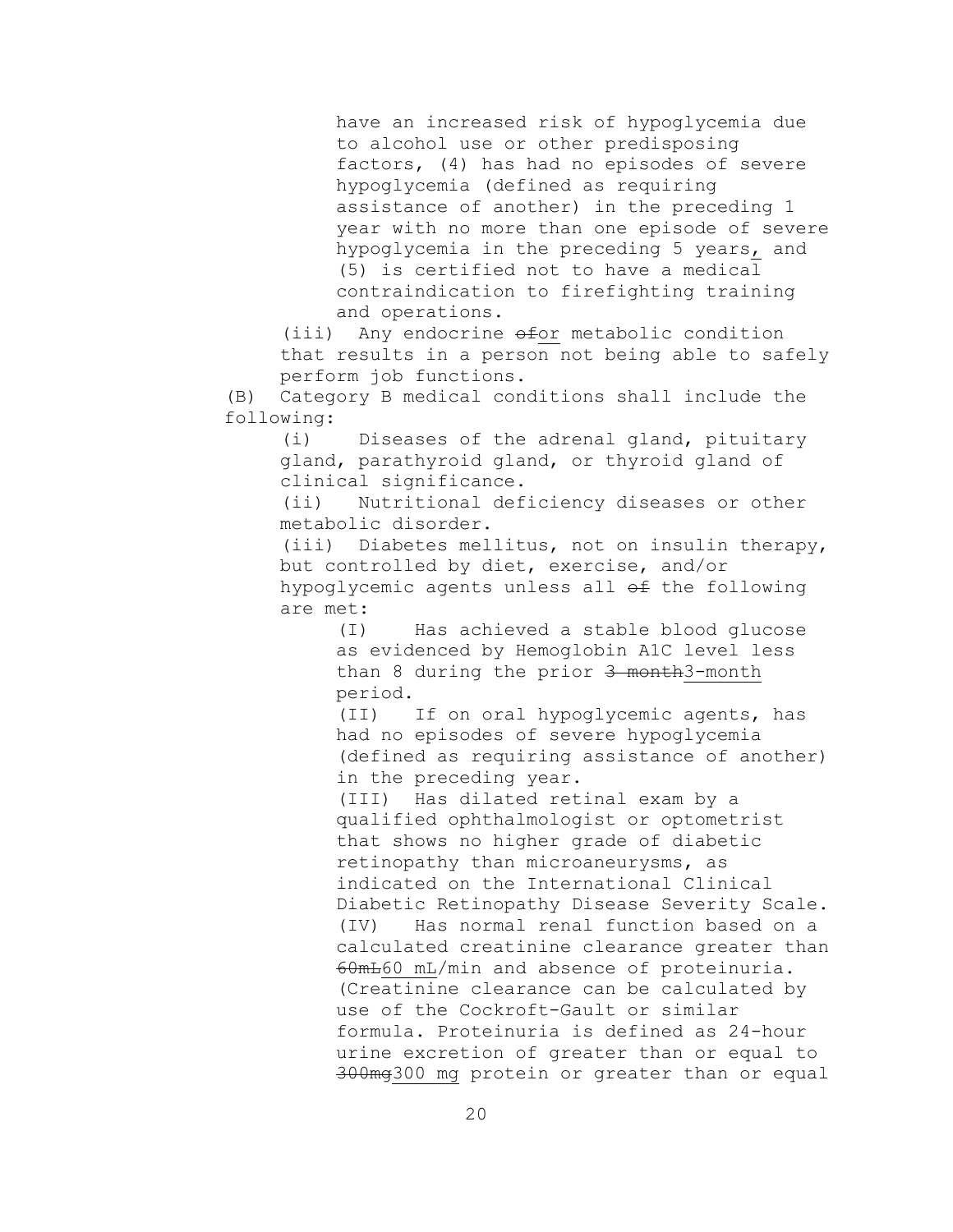have an increased risk of hypoglycemia due to alcohol use or other predisposing factors, (4) has had no episodes of severe hypoglycemia (defined as requiring assistance of another) in the preceding 1 year with no more than one episode of severe hypoglycemia in the preceding 5 years, and (5) is certified not to have a medical contraindication to firefighting training and operations.

(iii) Any endocrine ~~of~~or metabolic condition that results in a person not being able to safely perform job functions.

(B) Category B medical conditions shall include the following:

(i) Diseases of the adrenal gland, pituitary gland, parathyroid gland, or thyroid gland of clinical significance.

(ii) Nutritional deficiency diseases or other metabolic disorder.

(iii) Diabetes mellitus, not on insulin therapy, but controlled by diet, exercise, and/or hypoglycemic agents unless all ~~of~~ the following are met:

(I) Has achieved a stable blood glucose as evidenced by Hemoglobin A1C level less than 8 during the prior ~~3 month~~3-month period.

(II) If on oral hypoglycemic agents, has had no episodes of severe hypoglycemia (defined as requiring assistance of another) in the preceding year.

(III) Has dilated retinal exam by a qualified ophthalmologist or optometrist that shows no higher grade of diabetic retinopathy than microaneurysms, as indicated on the International Clinical Diabetic Retinopathy Disease Severity Scale.

(IV) Has normal renal function based on a calculated creatinine clearance greater than ~~60mL~~60 mL/min and absence of proteinuria. (Creatinine clearance can be calculated by use of the Cockroft-Gault or similar formula. Proteinuria is defined as 24-hour urine excretion of greater than or equal to ~~300mg~~300 mg protein or greater than or equal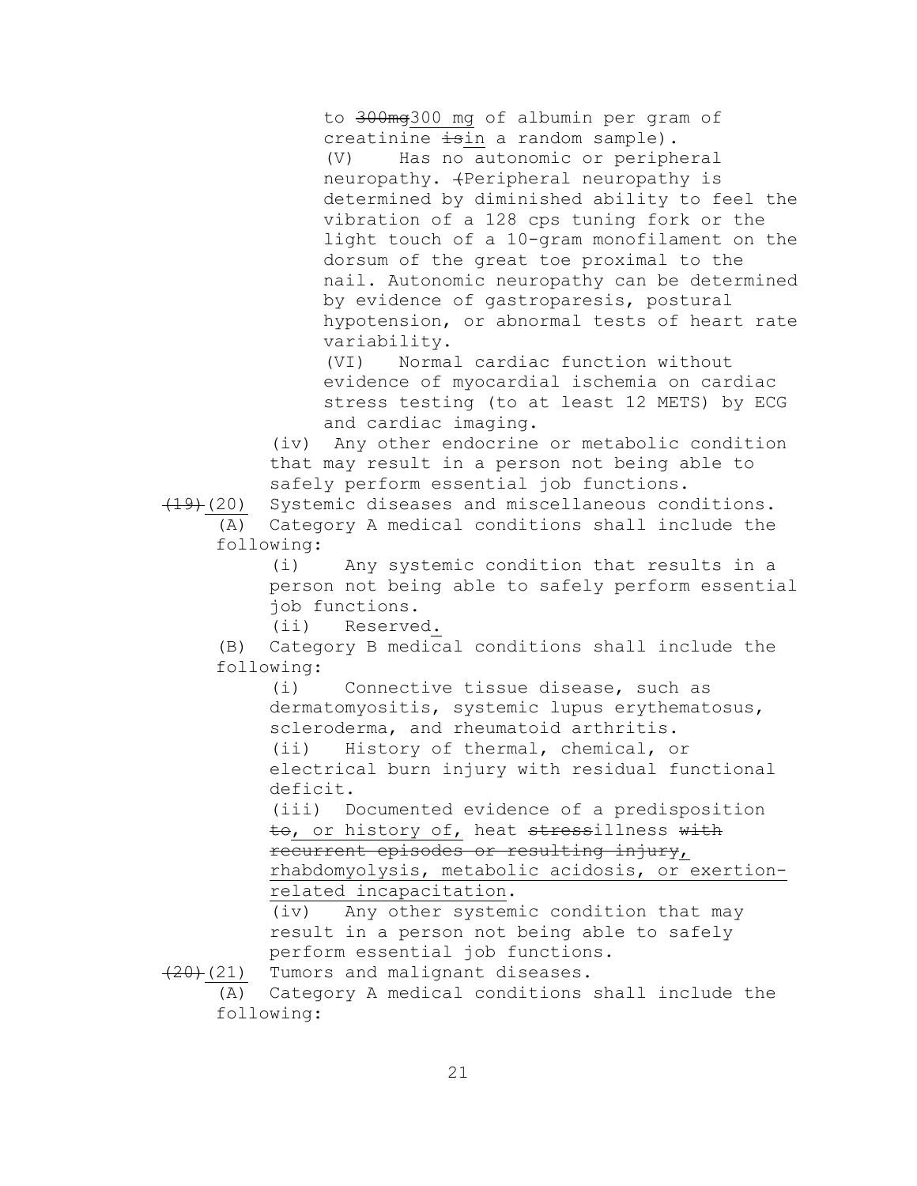to ~~300mg~~300 mg of albumin per gram of creatinine ~~is~~in a random sample).

(V) Has no autonomic or peripheral neuropathy. ~~(~~Peripheral neuropathy is determined by diminished ability to feel the vibration of a 128 cps tuning fork or the light touch of a 10-gram monofilament on the dorsum of the great toe proximal to the nail. Autonomic neuropathy can be determined by evidence of gastroparesis, postural hypotension, or abnormal tests of heart rate variability.

(VI) Normal cardiac function without evidence of myocardial ischemia on cardiac stress testing (to at least 12 METS) by ECG and cardiac imaging.

(iv) Any other endocrine or metabolic condition that may result in a person not being able to safely perform essential job functions.

~~(19)~~(20) Systemic diseases and miscellaneous conditions.

(A) Category A medical conditions shall include the following:

(i) Any systemic condition that results in a person not being able to safely perform essential job functions.

(ii) Reserved.

(B) Category B medical conditions shall include the following:

(i) Connective tissue disease, such as dermatomyositis, systemic lupus erythematosus, scleroderma, and rheumatoid arthritis.

(ii) History of thermal, chemical, or electrical burn injury with residual functional deficit.

(iii) Documented evidence of a predisposition ~~to~~, or history of, heat ~~stress~~illness ~~with recurrent episodes or resulting injury~~, rhabdomyolysis, metabolic acidosis, or exertion-related incapacitation.

(iv) Any other systemic condition that may result in a person not being able to safely perform essential job functions.

~~(20)~~(21) Tumors and malignant diseases.

(A) Category A medical conditions shall include the following: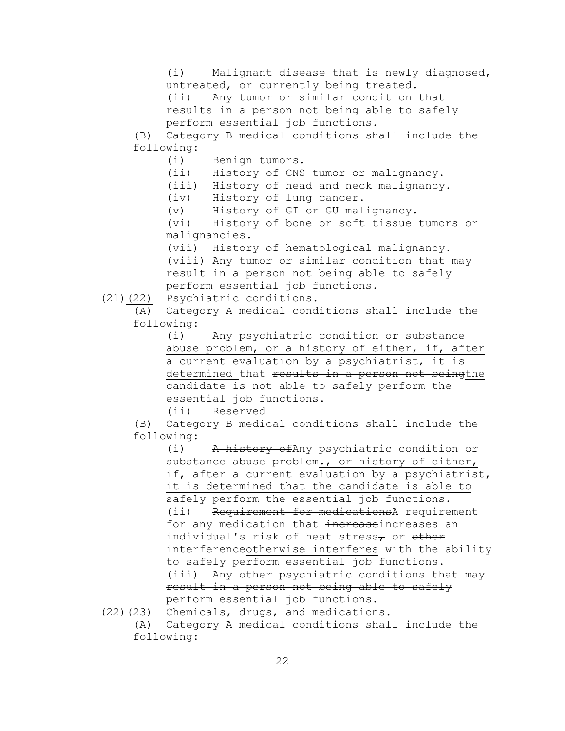(i) Malignant disease that is newly diagnosed, untreated, or currently being treated.

(ii) Any tumor or similar condition that results in a person not being able to safely perform essential job functions.

(B) Category B medical conditions shall include the following:

(i) Benign tumors.

(ii) History of CNS tumor or malignancy.

(iii) History of head and neck malignancy.

(iv) History of lung cancer.

(v) History of GI or GU malignancy.

(vi) History of bone or soft tissue tumors or malignancies.

(vii) History of hematological malignancy.

(viii) Any tumor or similar condition that may result in a person not being able to safely perform essential job functions.

~~(21)~~<u>(22)</u> Psychiatric conditions.

(A) Category A medical conditions shall include the following:

(i) Any psychiatric condition <u>or substance abuse problem, or a history of either, if, after a current evaluation by a psychiatrist, it is determined</u> that ~~results in a person not being~~<u>the candidate is not</u> able to safely perform the essential job functions.

~~(ii) Reserved~~

(B) Category B medical conditions shall include the following:

(i) ~~A history of~~<u>Any</u> psychiatric condition or substance abuse problem~~.~~<u>, or history of either, if, after a current evaluation by a psychiatrist, it is determined that the candidate is able to safely perform the essential job functions</u>.

(ii) ~~Requirement for medications~~<u>A requirement for any medication</u> that ~~increase~~<u>increases</u> an individual's risk of heat stress~~,~~ or ~~other interference~~<u>otherwise interferes</u> with the ability to safely perform essential job functions.

~~(iii) Any other psychiatric conditions that may result in a person not being able to safely perform essential job functions.~~

~~(22)~~<u>(23)</u> Chemicals, drugs, and medications.

(A) Category A medical conditions shall include the following: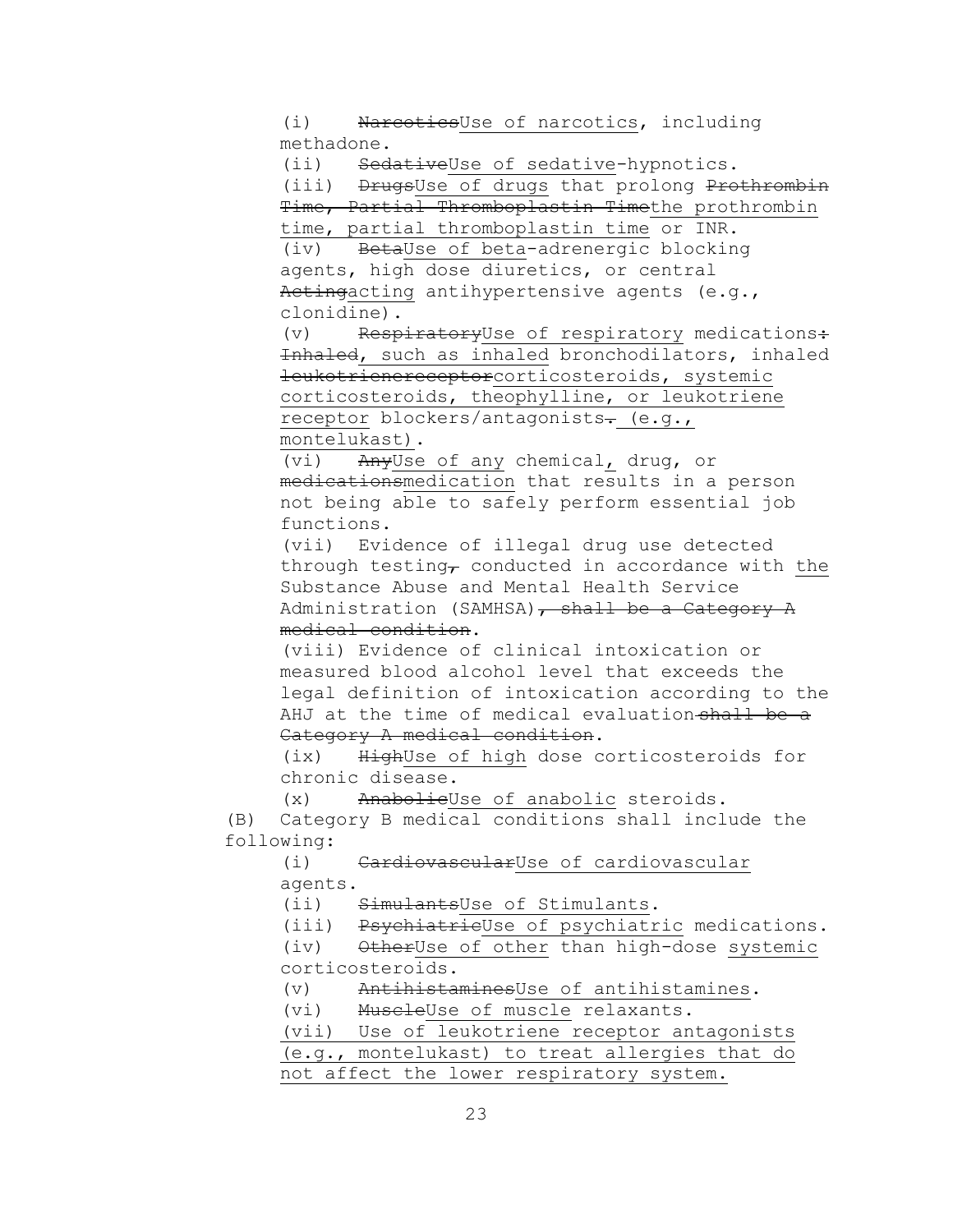(i) ~~Narcotics~~<u>Use of narcotics</u>, including methadone.

(ii) ~~Sedative~~<u>Use of sedative</u>-hypnotics.

(iii) ~~Drugs~~<u>Use of drugs</u> that prolong ~~Prothrombin Time, Partial Thromboplastin Time~~<u>the prothrombin time, partial thromboplastin time</u> or INR.

(iv) ~~Beta~~<u>Use of beta</u>-adrenergic blocking agents, high dose diuretics, or central ~~Acting~~<u>acting</u> antihypertensive agents (e.g., clonidine).

(v) ~~Respiratory~~<u>Use of respiratory</u> medications~~: Inhaled~~<u>, such as inhaled</u> bronchodilators, inhaled ~~leukotrienereceptor~~<u>corticosteroids, systemic corticosteroids, theophylline, or leukotriene receptor</u> blockers/antagonists~~.~~<u> (e.g., montelukast)</u>.

(vi) ~~Any~~<u>Use of any</u> chemical<u>,</u> drug, or ~~medications~~<u>medication</u> that results in a person not being able to safely perform essential job functions.

(vii) Evidence of illegal drug use detected through testing~~,~~ conducted in accordance with <u>the</u> Substance Abuse and Mental Health Service Administration (SAMHSA)~~, shall be a Category A medical condition~~.

(viii) Evidence of clinical intoxication or measured blood alcohol level that exceeds the legal definition of intoxication according to the AHJ at the time of medical evaluation~~ shall be a Category A medical condition~~.

(ix) ~~High~~<u>Use of high</u> dose corticosteroids for chronic disease.

(x) ~~Anabolic~~<u>Use of anabolic</u> steroids.

(B) Category B medical conditions shall include the following:

(i) ~~Cardiovascular~~<u>Use of cardiovascular</u> agents.

(ii) ~~Simulants~~<u>Use of Stimulants</u>.

(iii) ~~Psychiatric~~<u>Use of psychiatric</u> medications.

(iv) ~~Other~~<u>Use of other</u> than high-dose <u>systemic</u> corticosteroids.

(v) ~~Antihistamines~~<u>Use of antihistamines</u>.

(vi) ~~Muscle~~<u>Use of muscle</u> relaxants.

<u>(vii) Use of leukotriene receptor antagonists (e.g., montelukast) to treat allergies that do not affect the lower respiratory system.</u>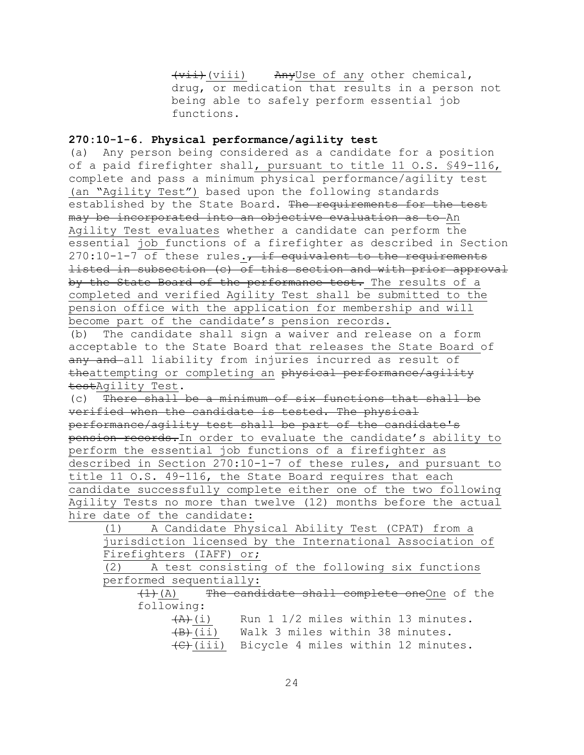~~(vii)~~ (viii) ~~Any~~Use of any other chemical, drug, or medication that results in a person not being able to safely perform essential job functions.

**270:10-1-6. Physical performance/agility test**

(a) Any person being considered as a candidate for a position of a paid firefighter shall, pursuant to title 11 O.S. §49-116, complete and pass a minimum physical performance/agility test (an "Agility Test") based upon the following standards established by the State Board. ~~The requirements for the test may be incorporated into an objective evaluation as to~~ An Agility Test evaluates whether a candidate can perform the essential job functions of a firefighter as described in Section 270:10-1-7 of these rules.~~, if equivalent to the requirements listed in subsection (c) of this section and with prior approval by the State Board of the performance test.~~ The results of a completed and verified Agility Test shall be submitted to the pension office with the application for membership and will become part of the candidate's pension records.

(b) The candidate shall sign a waiver and release on a form acceptable to the State Board that releases the State Board of ~~any and~~ all liability from injuries incurred as result of ~~the~~attempting or completing an ~~physical performance/agility test~~Agility Test.

(c) ~~There shall be a minimum of six functions that shall be verified when the candidate is tested. The physical performance/agility test shall be part of the candidate's pension records.~~In order to evaluate the candidate's ability to perform the essential job functions of a firefighter as described in Section 270:10-1-7 of these rules, and pursuant to title 11 O.S. 49-116, the State Board requires that each candidate successfully complete either one of the two following Agility Tests no more than twelve (12) months before the actual hire date of the candidate:

(1) A Candidate Physical Ability Test (CPAT) from a jurisdiction licensed by the International Association of Firefighters (IAFF) or;

(2) A test consisting of the following six functions performed sequentially:

~~(1)~~(A) ~~The candidate shall complete one~~One of the following:

~~(A)~~(i) Run 1 1/2 miles within 13 minutes.

~~(B)~~(ii) Walk 3 miles within 38 minutes.

~~(C)~~(iii) Bicycle 4 miles within 12 minutes.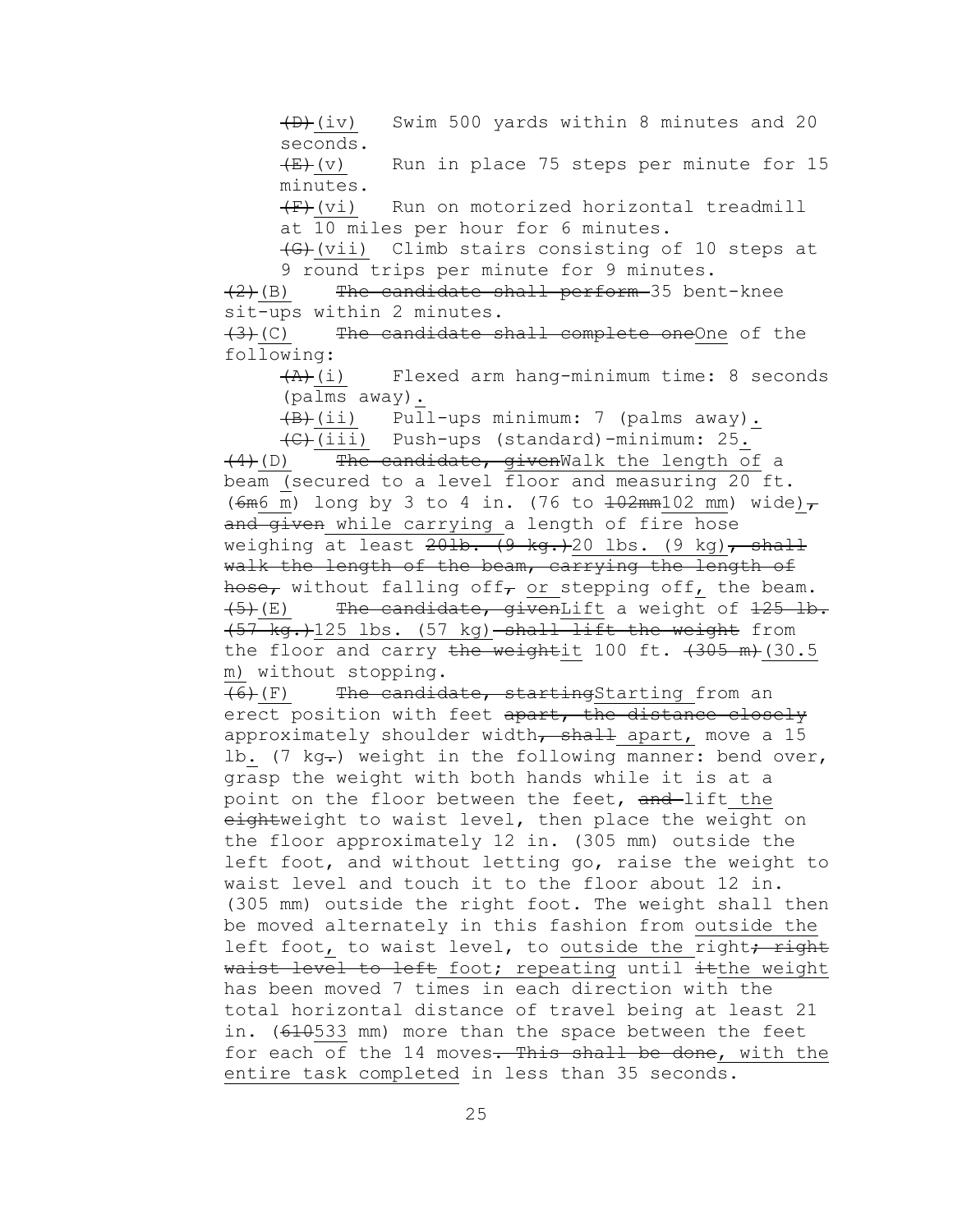~~(D)~~<u>(iv)</u> Swim 500 yards within 8 minutes and 20 seconds.

~~(E)~~<u>(v)</u> Run in place 75 steps per minute for 15 minutes.

~~(F)~~<u>(vi)</u> Run on motorized horizontal treadmill at 10 miles per hour for 6 minutes.

~~(G)~~<u>(vii)</u> Climb stairs consisting of 10 steps at 9 round trips per minute for 9 minutes.

~~(2)~~<u>(B)</u> ~~The candidate shall perform~~ 35 bent-knee sit-ups within 2 minutes.

~~(3)~~<u>(C)</u> ~~The candidate shall complete one~~<u>One</u> of the following:

~~(A)~~<u>(i)</u> Flexed arm hang-minimum time: 8 seconds (palms away)<u>.</u>

~~(B)~~<u>(ii)</u> Pull-ups minimum: 7 (palms away)<u>.</u>

~~(C)~~<u>(iii)</u> Push-ups (standard)-minimum: 25<u>.</u>

~~(4)~~<u>(D)</u> ~~The candidate, given~~<u>Walk the length of</u> a beam <u>(</u>secured to a level floor and measuring 20 ft. (~~6m~~<u>6 m</u>) long by 3 to 4 in. (76 to ~~102mm~~<u>102 mm</u>) wide<u>)</u>~~,~~ ~~and given~~ <u>while carrying</u> a length of fire hose weighing at least ~~20lb. (9 kg.)~~<u>20 lbs. (9 kg)</u>~~, shall walk the length of the beam, carrying the length of hose,~~ without falling off~~,~~ <u>or</u> stepping off<u>,</u> the beam.

~~(5)~~<u>(E)</u> ~~The candidate, given~~<u>Lift</u> a weight of ~~125 lb. (57 kg.)~~<u>125 lbs. (57 kg)</u> ~~shall lift the weight~~ from the floor and carry ~~the weight~~<u>it</u> 100 ft. ~~(305 m)~~<u>(30.5 m)</u> without stopping.

~~(6)~~<u>(F)</u> ~~The candidate, starting~~<u>Starting</u> from an erect position with feet ~~apart, the distance closely~~ approximately shoulder width~~, shall~~ <u>apart,</u> move a 15 lb<u>.</u> (7 kg~~.~~) weight in the following manner: bend over, grasp the weight with both hands while it is at a point on the floor between the feet, ~~and~~ lift <u>the</u> ~~eight~~<u>weight</u> to waist level, then place the weight on the floor approximately 12 in. (305 mm) outside the left foot, and without letting go, raise the weight to waist level and touch it to the floor about 12 in. (305 mm) outside the right foot. The weight shall then be moved alternately in this fashion from <u>outside the</u> left foot<u>,</u> to waist level, to <u>outside the</u> right~~; right waist level to left~~ foot; <u>repeating</u> until ~~it~~<u>the weight</u> has been moved 7 times in each direction with the total horizontal distance of travel being at least 21 in. (~~610~~<u>533</u> mm) more than the space between the feet for each of the 14 moves~~. This shall be done~~<u>, with the entire task completed</u> in less than 35 seconds.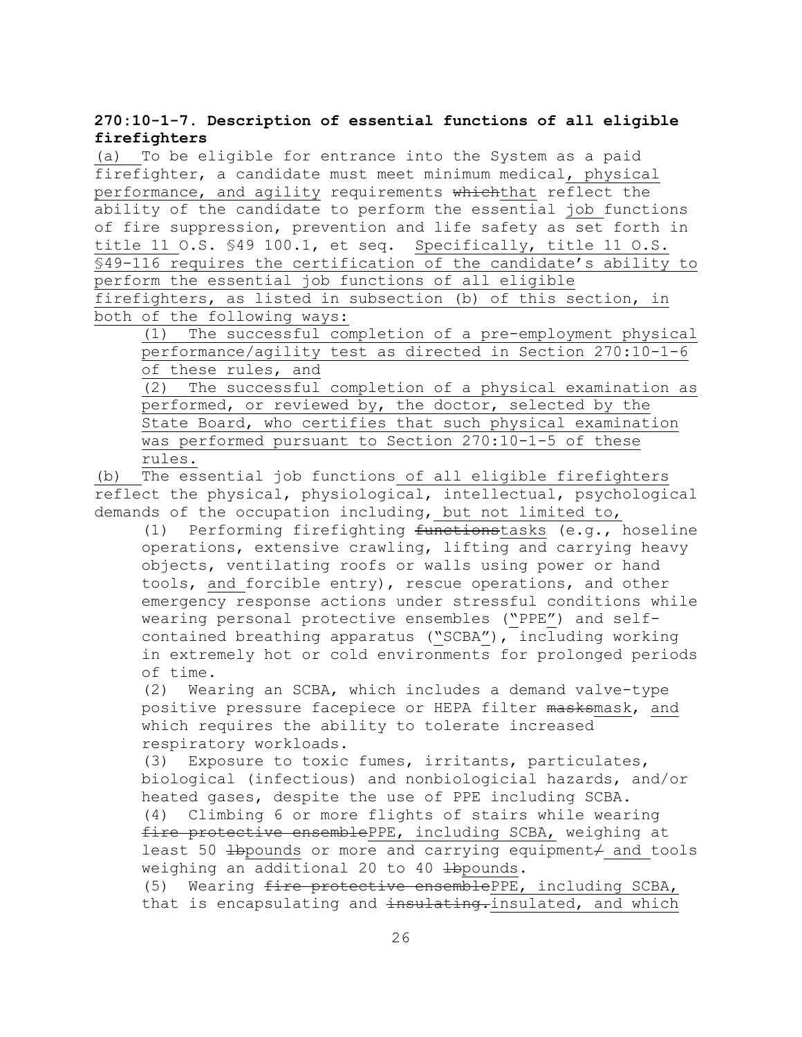**270:10-1-7. Description of essential functions of all eligible firefighters**

(a) To be eligible for entrance into the System as a paid firefighter, a candidate must meet minimum medical, physical performance, and agility requirements ~~which~~that reflect the ability of the candidate to perform the essential job functions of fire suppression, prevention and life safety as set forth in title 11 O.S. §49 100.1, et seq. Specifically, title 11 O.S. §49-116 requires the certification of the candidate's ability to perform the essential job functions of all eligible firefighters, as listed in subsection (b) of this section, in both of the following ways:

(1) The successful completion of a pre-employment physical performance/agility test as directed in Section 270:10-1-6 of these rules, and

(2) The successful completion of a physical examination as performed, or reviewed by, the doctor, selected by the State Board, who certifies that such physical examination was performed pursuant to Section 270:10-1-5 of these rules.

(b) The essential job functions of all eligible firefighters reflect the physical, physiological, intellectual, psychological demands of the occupation including, but not limited to,

(1) Performing firefighting ~~functions~~tasks (e.g., hoseline operations, extensive crawling, lifting and carrying heavy objects, ventilating roofs or walls using power or hand tools, and forcible entry), rescue operations, and other emergency response actions under stressful conditions while wearing personal protective ensembles ("PPE") and self-contained breathing apparatus ("SCBA"), including working in extremely hot or cold environments for prolonged periods of time.

(2) Wearing an SCBA, which includes a demand valve-type positive pressure facepiece or HEPA filter ~~masks~~mask, and which requires the ability to tolerate increased respiratory workloads.

(3) Exposure to toxic fumes, irritants, particulates, biological (infectious) and nonbiological hazards, and/or heated gases, despite the use of PPE including SCBA.

(4) Climbing 6 or more flights of stairs while wearing ~~fire protective ensemble~~PPE, including SCBA, weighing at least 50 ~~lb~~pounds or more and carrying equipment~~/~~ and tools weighing an additional 20 to 40 ~~lb~~pounds.

(5) Wearing ~~fire protective ensemble~~PPE, including SCBA, that is encapsulating and ~~insulating.~~insulated, and which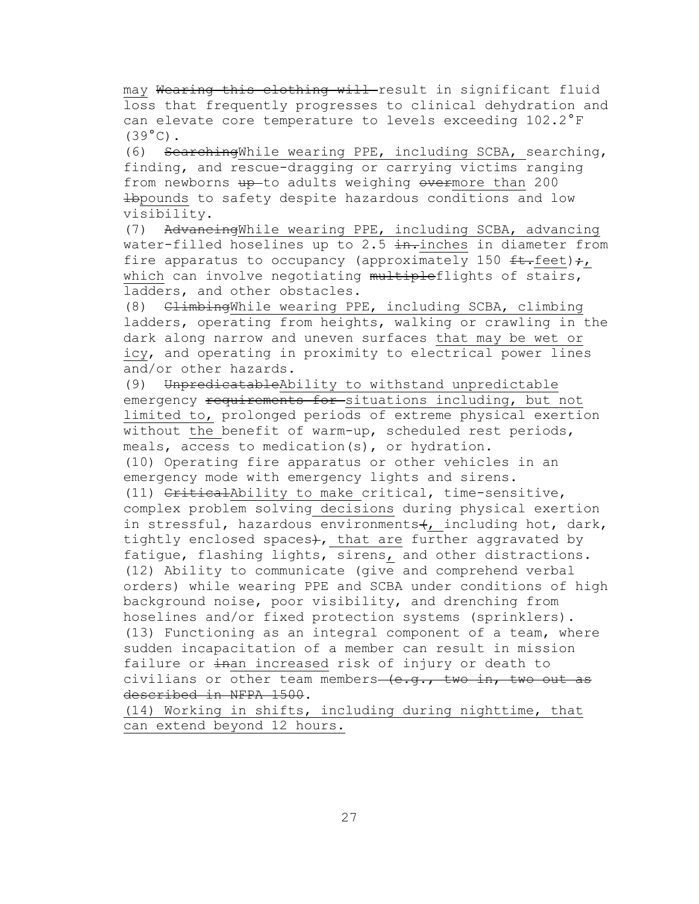<u>may</u> ~~Wearing this clothing will~~ result in significant fluid loss that frequently progresses to clinical dehydration and can elevate core temperature to levels exceeding 102.2°F (39°C).

(6) ~~Searching~~<u>While wearing PPE, including SCBA,</u> searching, finding, and rescue-dragging or carrying victims ranging from newborns ~~up~~ to adults weighing ~~over~~<u>more than</u> 200 ~~lb~~<u>pounds</u> to safety despite hazardous conditions and low visibility.

(7) ~~Advancing~~<u>While wearing PPE, including SCBA, advancing</u> water-filled hoselines up to 2.5 ~~in.~~<u>inches</u> in diameter from fire apparatus to occupancy (approximately 150 ~~ft.~~<u>feet</u>)~~;~~<u>,</u> <u>which</u> can involve negotiating ~~multiple~~flights of stairs, ladders, and other obstacles.

(8) ~~Climbing~~<u>While wearing PPE, including SCBA, climbing</u> ladders, operating from heights, walking or crawling in the dark along narrow and uneven surfaces <u>that may be wet or icy</u>, and operating in proximity to electrical power lines and/or other hazards.

(9) ~~Unpredicatable~~<u>Ability to withstand unpredictable</u> emergency ~~requirements for~~ <u>situations including, but not limited to,</u> prolonged periods of extreme physical exertion without <u>the</u> benefit of warm-up, scheduled rest periods, meals, access to medication(s), or hydration.

(10) Operating fire apparatus or other vehicles in an emergency mode with emergency lights and sirens.

(11) ~~Critical~~<u>Ability to make</u> critical, time-sensitive, complex problem solving <u>decisions</u> during physical exertion in stressful, hazardous environments~~(~~<u>,</u> including hot, dark, tightly enclosed spaces~~)~~<u>, that are</u> further aggravated by fatigue, flashing lights, sirens<u>,</u> and other distractions.

(12) Ability to communicate (give and comprehend verbal orders) while wearing PPE and SCBA under conditions of high background noise, poor visibility, and drenching from hoselines and/or fixed protection systems (sprinklers).

(13) Functioning as an integral component of a team, where sudden incapacitation of a member can result in mission failure or ~~in~~<u>an increased</u> risk of injury or death to civilians or other team members~~ (e.g., two in, two out as described in NFPA 1500~~.

<u>(14) Working in shifts, including during nighttime, that can extend beyond 12 hours.</u>